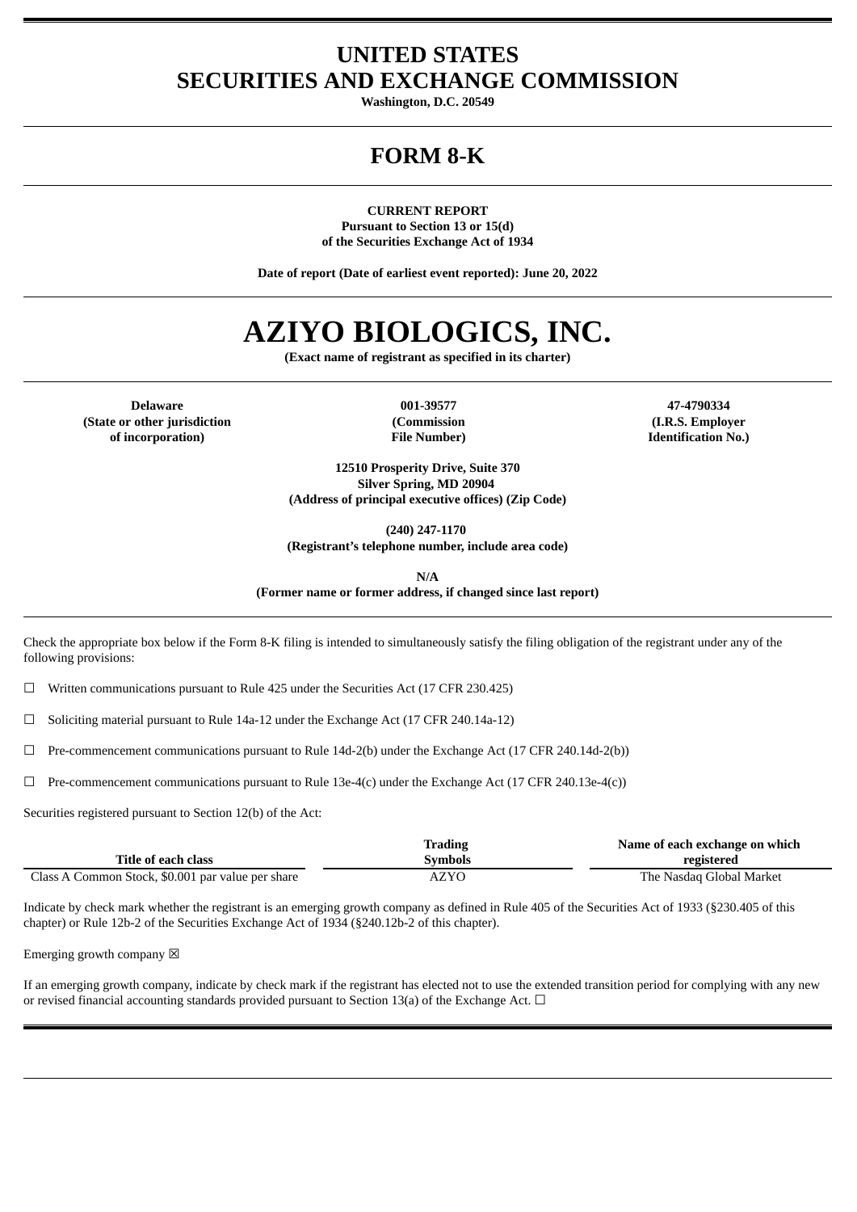# UNITED STATES
# SECURITIES AND EXCHANGE COMMISSION

**Washington, D.C. 20549**

# FORM 8-K

**CURRENT REPORT**
**Pursuant to Section 13 or 15(d)**
**of the Securities Exchange Act of 1934**

**Date of report (Date of earliest event reported): June 20, 2022**

# AZIYO BIOLOGICS, INC.

**(Exact name of registrant as specified in its charter)**

| Delaware | 001-39577 | 47-4790334 |
|---|---|---|
| (State or other jurisdiction of incorporation) | (Commission File Number) | (I.R.S. Employer Identification No.) |

**12510 Prosperity Drive, Suite 370**
**Silver Spring, MD 20904**
**(Address of principal executive offices) (Zip Code)**

**(240) 247-1170**
**(Registrant's telephone number, include area code)**

**N/A**
**(Former name or former address, if changed since last report)**

Check the appropriate box below if the Form 8-K filing is intended to simultaneously satisfy the filing obligation of the registrant under any of the following provisions:

☐ Written communications pursuant to Rule 425 under the Securities Act (17 CFR 230.425)

☐ Soliciting material pursuant to Rule 14a-12 under the Exchange Act (17 CFR 240.14a-12)

☐ Pre-commencement communications pursuant to Rule 14d-2(b) under the Exchange Act (17 CFR 240.14d-2(b))

☐ Pre-commencement communications pursuant to Rule 13e-4(c) under the Exchange Act (17 CFR 240.13e-4(c))

Securities registered pursuant to Section 12(b) of the Act:

| Title of each class | Trading Symbols | Name of each exchange on which registered |
|---|---|---|
| Class A Common Stock, $0.001 par value per share | AZYO | The Nasdaq Global Market |

Indicate by check mark whether the registrant is an emerging growth company as defined in Rule 405 of the Securities Act of 1933 (§230.405 of this chapter) or Rule 12b-2 of the Securities Exchange Act of 1934 (§240.12b-2 of this chapter).

Emerging growth company ☒

If an emerging growth company, indicate by check mark if the registrant has elected not to use the extended transition period for complying with any new or revised financial accounting standards provided pursuant to Section 13(a) of the Exchange Act. ☐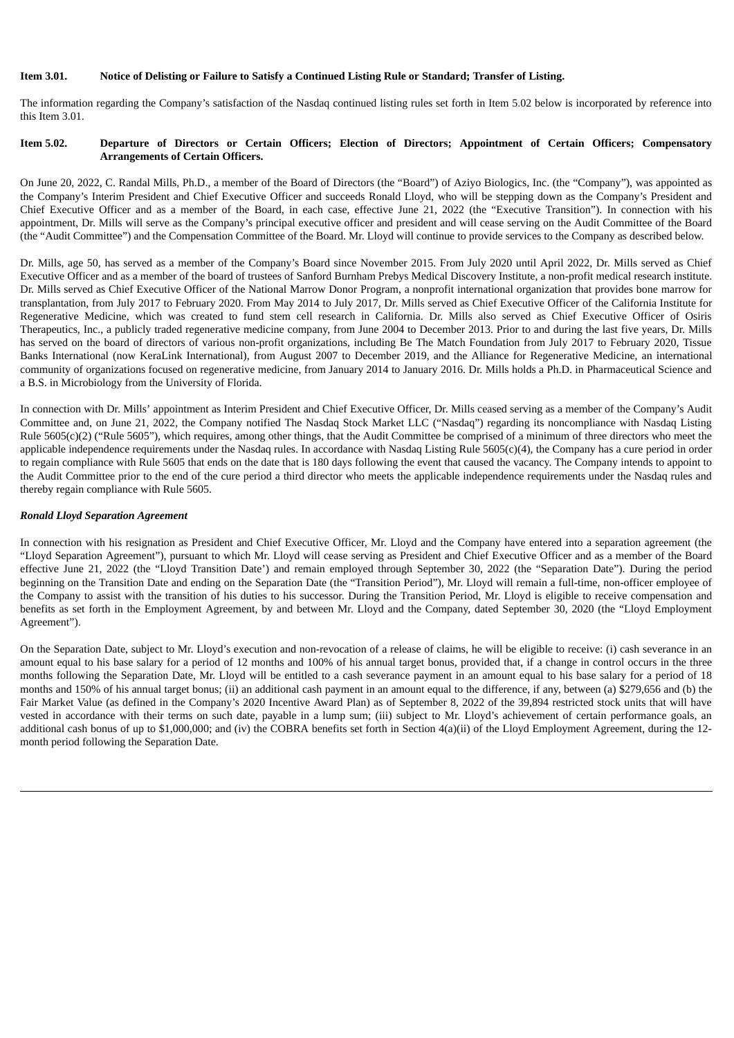**Item 3.01. Notice of Delisting or Failure to Satisfy a Continued Listing Rule or Standard; Transfer of Listing.**

The information regarding the Company's satisfaction of the Nasdaq continued listing rules set forth in Item 5.02 below is incorporated by reference into this Item 3.01.

**Item 5.02. Departure of Directors or Certain Officers; Election of Directors; Appointment of Certain Officers; Compensatory Arrangements of Certain Officers.**

On June 20, 2022, C. Randal Mills, Ph.D., a member of the Board of Directors (the "Board") of Aziyo Biologics, Inc. (the "Company"), was appointed as the Company's Interim President and Chief Executive Officer and succeeds Ronald Lloyd, who will be stepping down as the Company's President and Chief Executive Officer and as a member of the Board, in each case, effective June 21, 2022 (the "Executive Transition"). In connection with his appointment, Dr. Mills will serve as the Company's principal executive officer and president and will cease serving on the Audit Committee of the Board (the "Audit Committee") and the Compensation Committee of the Board. Mr. Lloyd will continue to provide services to the Company as described below.

Dr. Mills, age 50, has served as a member of the Company's Board since November 2015. From July 2020 until April 2022, Dr. Mills served as Chief Executive Officer and as a member of the board of trustees of Sanford Burnham Prebys Medical Discovery Institute, a non-profit medical research institute. Dr. Mills served as Chief Executive Officer of the National Marrow Donor Program, a nonprofit international organization that provides bone marrow for transplantation, from July 2017 to February 2020. From May 2014 to July 2017, Dr. Mills served as Chief Executive Officer of the California Institute for Regenerative Medicine, which was created to fund stem cell research in California. Dr. Mills also served as Chief Executive Officer of Osiris Therapeutics, Inc., a publicly traded regenerative medicine company, from June 2004 to December 2013. Prior to and during the last five years, Dr. Mills has served on the board of directors of various non-profit organizations, including Be The Match Foundation from July 2017 to February 2020, Tissue Banks International (now KeraLink International), from August 2007 to December 2019, and the Alliance for Regenerative Medicine, an international community of organizations focused on regenerative medicine, from January 2014 to January 2016. Dr. Mills holds a Ph.D. in Pharmaceutical Science and a B.S. in Microbiology from the University of Florida.

In connection with Dr. Mills' appointment as Interim President and Chief Executive Officer, Dr. Mills ceased serving as a member of the Company's Audit Committee and, on June 21, 2022, the Company notified The Nasdaq Stock Market LLC ("Nasdaq") regarding its noncompliance with Nasdaq Listing Rule 5605(c)(2) ("Rule 5605"), which requires, among other things, that the Audit Committee be comprised of a minimum of three directors who meet the applicable independence requirements under the Nasdaq rules. In accordance with Nasdaq Listing Rule 5605(c)(4), the Company has a cure period in order to regain compliance with Rule 5605 that ends on the date that is 180 days following the event that caused the vacancy. The Company intends to appoint to the Audit Committee prior to the end of the cure period a third director who meets the applicable independence requirements under the Nasdaq rules and thereby regain compliance with Rule 5605.

***Ronald Lloyd Separation Agreement***

In connection with his resignation as President and Chief Executive Officer, Mr. Lloyd and the Company have entered into a separation agreement (the "Lloyd Separation Agreement"), pursuant to which Mr. Lloyd will cease serving as President and Chief Executive Officer and as a member of the Board effective June 21, 2022 (the "Lloyd Transition Date') and remain employed through September 30, 2022 (the "Separation Date"). During the period beginning on the Transition Date and ending on the Separation Date (the "Transition Period"), Mr. Lloyd will remain a full-time, non-officer employee of the Company to assist with the transition of his duties to his successor. During the Transition Period, Mr. Lloyd is eligible to receive compensation and benefits as set forth in the Employment Agreement, by and between Mr. Lloyd and the Company, dated September 30, 2020 (the "Lloyd Employment Agreement").

On the Separation Date, subject to Mr. Lloyd's execution and non-revocation of a release of claims, he will be eligible to receive: (i) cash severance in an amount equal to his base salary for a period of 12 months and 100% of his annual target bonus, provided that, if a change in control occurs in the three months following the Separation Date, Mr. Lloyd will be entitled to a cash severance payment in an amount equal to his base salary for a period of 18 months and 150% of his annual target bonus; (ii) an additional cash payment in an amount equal to the difference, if any, between (a) $279,656 and (b) the Fair Market Value (as defined in the Company's 2020 Incentive Award Plan) as of September 8, 2022 of the 39,894 restricted stock units that will have vested in accordance with their terms on such date, payable in a lump sum; (iii) subject to Mr. Lloyd's achievement of certain performance goals, an additional cash bonus of up to $1,000,000; and (iv) the COBRA benefits set forth in Section 4(a)(ii) of the Lloyd Employment Agreement, during the 12-month period following the Separation Date.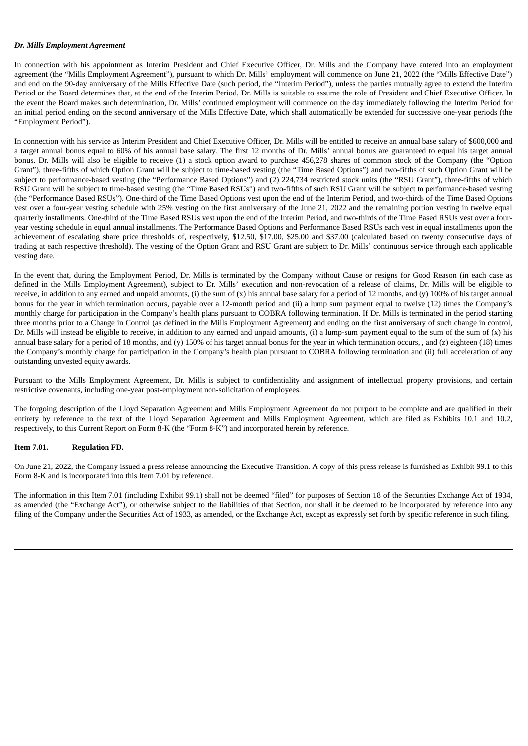***Dr. Mills Employment Agreement***

In connection with his appointment as Interim President and Chief Executive Officer, Dr. Mills and the Company have entered into an employment agreement (the "Mills Employment Agreement"), pursuant to which Dr. Mills' employment will commence on June 21, 2022 (the "Mills Effective Date") and end on the 90-day anniversary of the Mills Effective Date (such period, the "Interim Period"), unless the parties mutually agree to extend the Interim Period or the Board determines that, at the end of the Interim Period, Dr. Mills is suitable to assume the role of President and Chief Executive Officer. In the event the Board makes such determination, Dr. Mills' continued employment will commence on the day immediately following the Interim Period for an initial period ending on the second anniversary of the Mills Effective Date, which shall automatically be extended for successive one-year periods (the "Employment Period").

In connection with his service as Interim President and Chief Executive Officer, Dr. Mills will be entitled to receive an annual base salary of $600,000 and a target annual bonus equal to 60% of his annual base salary. The first 12 months of Dr. Mills' annual bonus are guaranteed to equal his target annual bonus. Dr. Mills will also be eligible to receive (1) a stock option award to purchase 456,278 shares of common stock of the Company (the "Option Grant"), three-fifths of which Option Grant will be subject to time-based vesting (the "Time Based Options") and two-fifths of such Option Grant will be subject to performance-based vesting (the "Performance Based Options") and (2) 224,734 restricted stock units (the "RSU Grant"), three-fifths of which RSU Grant will be subject to time-based vesting (the "Time Based RSUs") and two-fifths of such RSU Grant will be subject to performance-based vesting (the "Performance Based RSUs"). One-third of the Time Based Options vest upon the end of the Interim Period, and two-thirds of the Time Based Options vest over a four-year vesting schedule with 25% vesting on the first anniversary of the June 21, 2022 and the remaining portion vesting in twelve equal quarterly installments. One-third of the Time Based RSUs vest upon the end of the Interim Period, and two-thirds of the Time Based RSUs vest over a four-year vesting schedule in equal annual installments. The Performance Based Options and Performance Based RSUs each vest in equal installments upon the achievement of escalating share price thresholds of, respectively, $12.50, $17.00, $25.00 and $37.00 (calculated based on twenty consecutive days of trading at each respective threshold). The vesting of the Option Grant and RSU Grant are subject to Dr. Mills' continuous service through each applicable vesting date.

In the event that, during the Employment Period, Dr. Mills is terminated by the Company without Cause or resigns for Good Reason (in each case as defined in the Mills Employment Agreement), subject to Dr. Mills' execution and non-revocation of a release of claims, Dr. Mills will be eligible to receive, in addition to any earned and unpaid amounts, (i) the sum of (x) his annual base salary for a period of 12 months, and (y) 100% of his target annual bonus for the year in which termination occurs, payable over a 12-month period and (ii) a lump sum payment equal to twelve (12) times the Company's monthly charge for participation in the Company's health plans pursuant to COBRA following termination. If Dr. Mills is terminated in the period starting three months prior to a Change in Control (as defined in the Mills Employment Agreement) and ending on the first anniversary of such change in control, Dr. Mills will instead be eligible to receive, in addition to any earned and unpaid amounts, (i) a lump-sum payment equal to the sum of the sum of (x) his annual base salary for a period of 18 months, and (y) 150% of his target annual bonus for the year in which termination occurs, , and (z) eighteen (18) times the Company's monthly charge for participation in the Company's health plan pursuant to COBRA following termination and (ii) full acceleration of any outstanding unvested equity awards.

Pursuant to the Mills Employment Agreement, Dr. Mills is subject to confidentiality and assignment of intellectual property provisions, and certain restrictive covenants, including one-year post-employment non-solicitation of employees.

The forgoing description of the Lloyd Separation Agreement and Mills Employment Agreement do not purport to be complete and are qualified in their entirety by reference to the text of the Lloyd Separation Agreement and Mills Employment Agreement, which are filed as Exhibits 10.1 and 10.2, respectively, to this Current Report on Form 8-K (the "Form 8-K") and incorporated herein by reference.

**Item 7.01. Regulation FD.**

On June 21, 2022, the Company issued a press release announcing the Executive Transition. A copy of this press release is furnished as Exhibit 99.1 to this Form 8-K and is incorporated into this Item 7.01 by reference.

The information in this Item 7.01 (including Exhibit 99.1) shall not be deemed "filed" for purposes of Section 18 of the Securities Exchange Act of 1934, as amended (the "Exchange Act"), or otherwise subject to the liabilities of that Section, nor shall it be deemed to be incorporated by reference into any filing of the Company under the Securities Act of 1933, as amended, or the Exchange Act, except as expressly set forth by specific reference in such filing.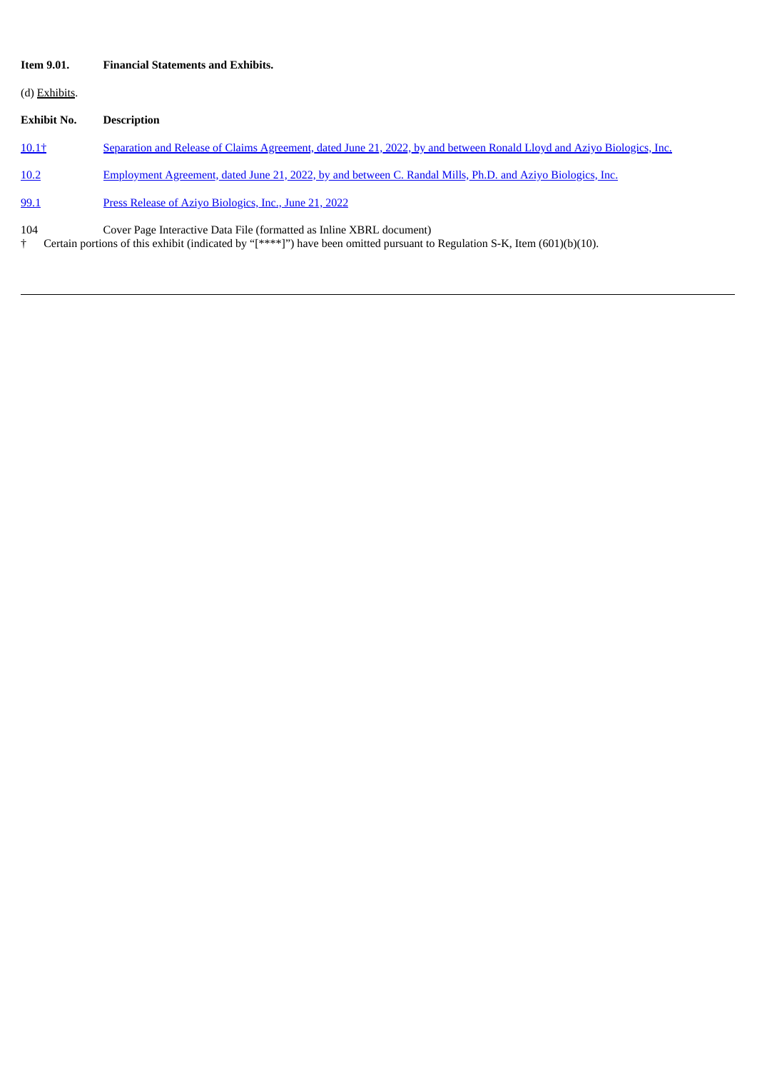**Item 9.01. Financial Statements and Exhibits.**

(d) Exhibits.

| Exhibit No. | Description |
|---|---|
| 10.1† | Separation and Release of Claims Agreement, dated June 21, 2022, by and between Ronald Lloyd and Aziyo Biologics, Inc. |
| 10.2 | Employment Agreement, dated June 21, 2022, by and between C. Randal Mills, Ph.D. and Aziyo Biologics, Inc. |
| 99.1 | Press Release of Aziyo Biologics, Inc., June 21, 2022 |
| 104 | Cover Page Interactive Data File (formatted as Inline XBRL document) |

† Certain portions of this exhibit (indicated by "[****]") have been omitted pursuant to Regulation S-K, Item (601)(b)(10).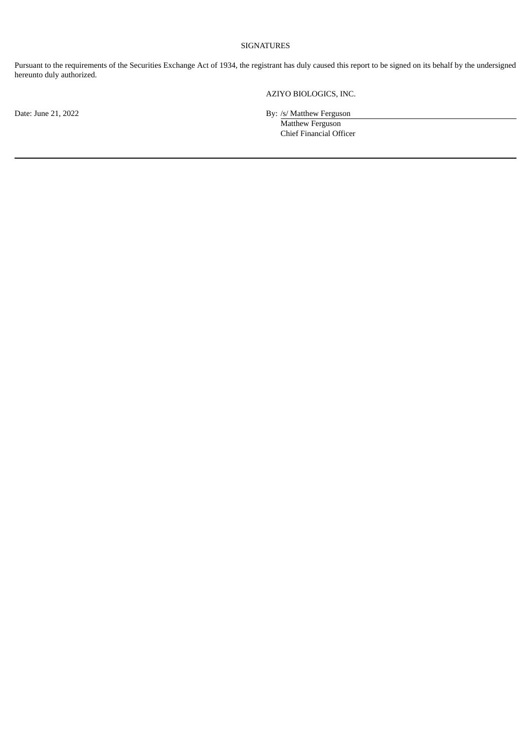SIGNATURES

Pursuant to the requirements of the Securities Exchange Act of 1934, the registrant has duly caused this report to be signed on its behalf by the undersigned hereunto duly authorized.

AZIYO BIOLOGICS, INC.

Date: June 21, 2022

By: /s/ Matthew Ferguson

Matthew Ferguson

Chief Financial Officer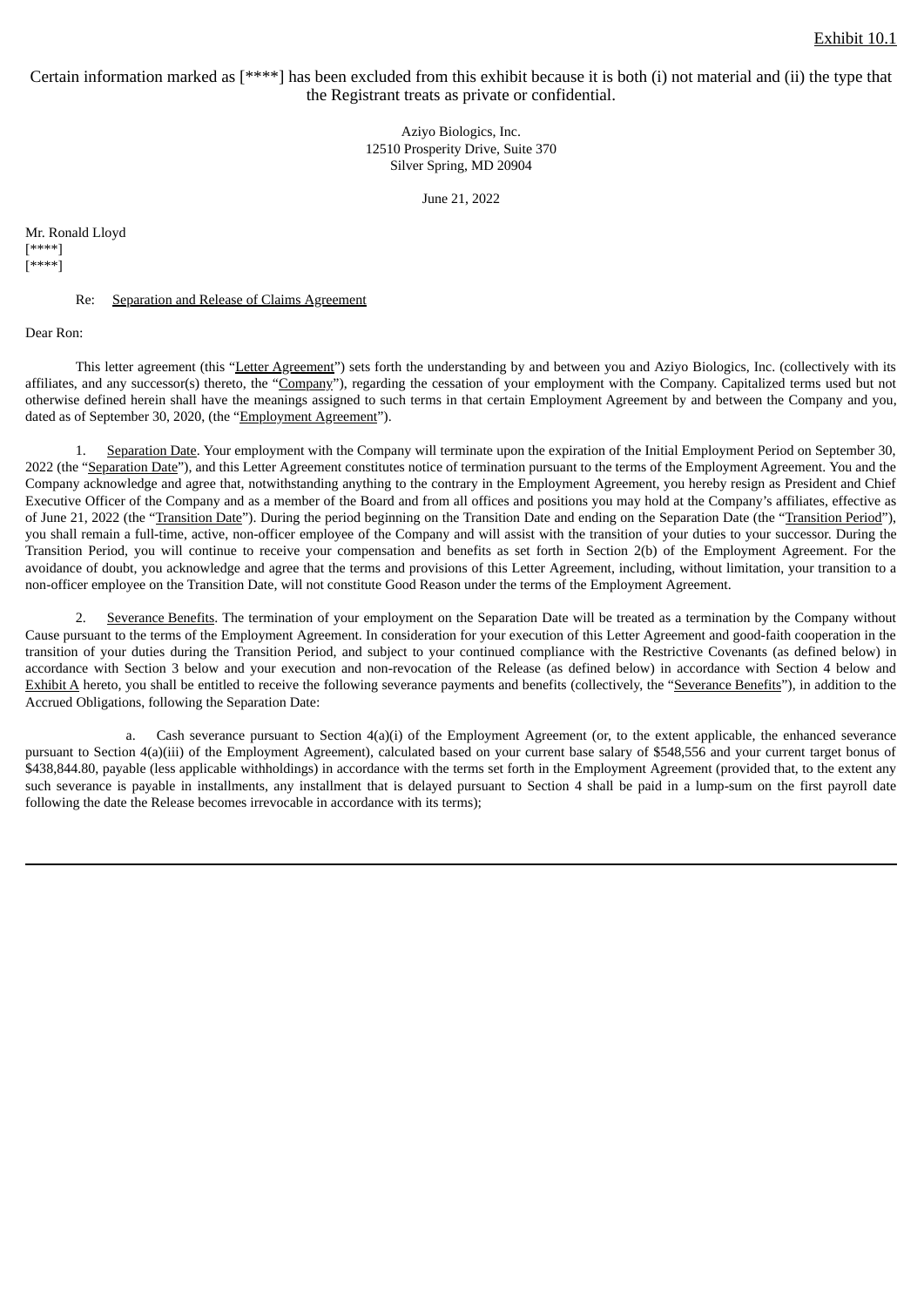Exhibit 10.1

Certain information marked as [****] has been excluded from this exhibit because it is both (i) not material and (ii) the type that the Registrant treats as private or confidential.

Aziyo Biologics, Inc.
12510 Prosperity Drive, Suite 370
Silver Spring, MD 20904

June 21, 2022

Mr. Ronald Lloyd
[****]
[****]

Re: Separation and Release of Claims Agreement

Dear Ron:

This letter agreement (this "Letter Agreement") sets forth the understanding by and between you and Aziyo Biologics, Inc. (collectively with its affiliates, and any successor(s) thereto, the "Company"), regarding the cessation of your employment with the Company. Capitalized terms used but not otherwise defined herein shall have the meanings assigned to such terms in that certain Employment Agreement by and between the Company and you, dated as of September 30, 2020, (the "Employment Agreement").

1. Separation Date. Your employment with the Company will terminate upon the expiration of the Initial Employment Period on September 30, 2022 (the "Separation Date"), and this Letter Agreement constitutes notice of termination pursuant to the terms of the Employment Agreement. You and the Company acknowledge and agree that, notwithstanding anything to the contrary in the Employment Agreement, you hereby resign as President and Chief Executive Officer of the Company and as a member of the Board and from all offices and positions you may hold at the Company's affiliates, effective as of June 21, 2022 (the "Transition Date"). During the period beginning on the Transition Date and ending on the Separation Date (the "Transition Period"), you shall remain a full-time, active, non-officer employee of the Company and will assist with the transition of your duties to your successor. During the Transition Period, you will continue to receive your compensation and benefits as set forth in Section 2(b) of the Employment Agreement. For the avoidance of doubt, you acknowledge and agree that the terms and provisions of this Letter Agreement, including, without limitation, your transition to a non-officer employee on the Transition Date, will not constitute Good Reason under the terms of the Employment Agreement.

2. Severance Benefits. The termination of your employment on the Separation Date will be treated as a termination by the Company without Cause pursuant to the terms of the Employment Agreement. In consideration for your execution of this Letter Agreement and good-faith cooperation in the transition of your duties during the Transition Period, and subject to your continued compliance with the Restrictive Covenants (as defined below) in accordance with Section 3 below and your execution and non-revocation of the Release (as defined below) in accordance with Section 4 below and Exhibit A hereto, you shall be entitled to receive the following severance payments and benefits (collectively, the "Severance Benefits"), in addition to the Accrued Obligations, following the Separation Date:

a. Cash severance pursuant to Section 4(a)(i) of the Employment Agreement (or, to the extent applicable, the enhanced severance pursuant to Section 4(a)(iii) of the Employment Agreement), calculated based on your current base salary of $548,556 and your current target bonus of $438,844.80, payable (less applicable withholdings) in accordance with the terms set forth in the Employment Agreement (provided that, to the extent any such severance is payable in installments, any installment that is delayed pursuant to Section 4 shall be paid in a lump-sum on the first payroll date following the date the Release becomes irrevocable in accordance with its terms);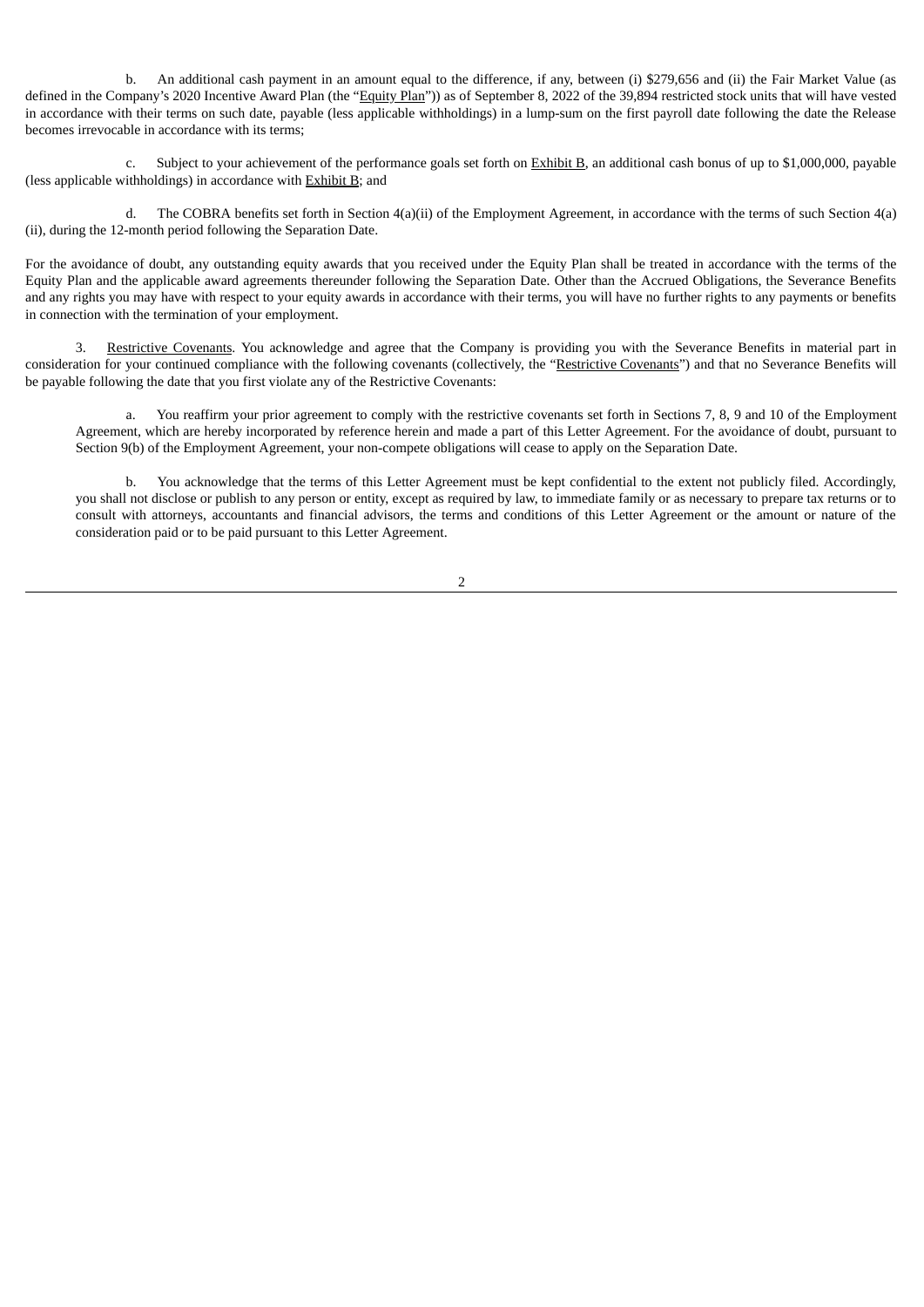b. An additional cash payment in an amount equal to the difference, if any, between (i) $279,656 and (ii) the Fair Market Value (as defined in the Company's 2020 Incentive Award Plan (the "Equity Plan")) as of September 8, 2022 of the 39,894 restricted stock units that will have vested in accordance with their terms on such date, payable (less applicable withholdings) in a lump-sum on the first payroll date following the date the Release becomes irrevocable in accordance with its terms;

c. Subject to your achievement of the performance goals set forth on Exhibit B, an additional cash bonus of up to $1,000,000, payable (less applicable withholdings) in accordance with Exhibit B; and

d. The COBRA benefits set forth in Section 4(a)(ii) of the Employment Agreement, in accordance with the terms of such Section 4(a)(ii), during the 12-month period following the Separation Date.

For the avoidance of doubt, any outstanding equity awards that you received under the Equity Plan shall be treated in accordance with the terms of the Equity Plan and the applicable award agreements thereunder following the Separation Date. Other than the Accrued Obligations, the Severance Benefits and any rights you may have with respect to your equity awards in accordance with their terms, you will have no further rights to any payments or benefits in connection with the termination of your employment.

3. Restrictive Covenants. You acknowledge and agree that the Company is providing you with the Severance Benefits in material part in consideration for your continued compliance with the following covenants (collectively, the "Restrictive Covenants") and that no Severance Benefits will be payable following the date that you first violate any of the Restrictive Covenants:

a. You reaffirm your prior agreement to comply with the restrictive covenants set forth in Sections 7, 8, 9 and 10 of the Employment Agreement, which are hereby incorporated by reference herein and made a part of this Letter Agreement. For the avoidance of doubt, pursuant to Section 9(b) of the Employment Agreement, your non-compete obligations will cease to apply on the Separation Date.

b. You acknowledge that the terms of this Letter Agreement must be kept confidential to the extent not publicly filed. Accordingly, you shall not disclose or publish to any person or entity, except as required by law, to immediate family or as necessary to prepare tax returns or to consult with attorneys, accountants and financial advisors, the terms and conditions of this Letter Agreement or the amount or nature of the consideration paid or to be paid pursuant to this Letter Agreement.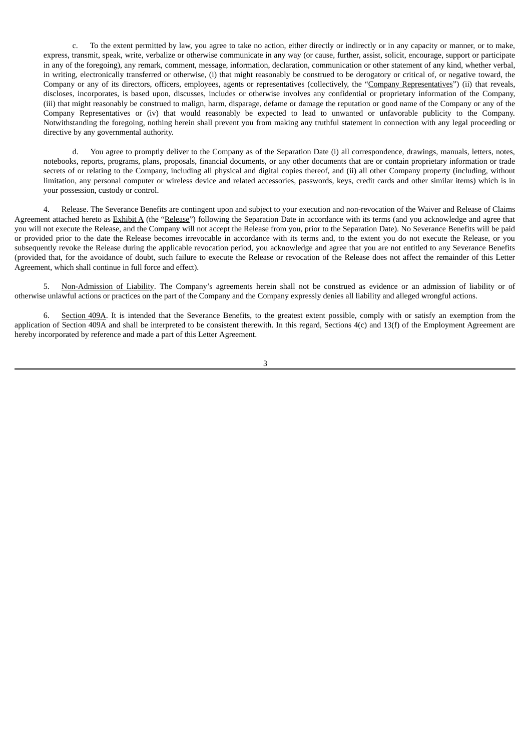c. To the extent permitted by law, you agree to take no action, either directly or indirectly or in any capacity or manner, or to make, express, transmit, speak, write, verbalize or otherwise communicate in any way (or cause, further, assist, solicit, encourage, support or participate in any of the foregoing), any remark, comment, message, information, declaration, communication or other statement of any kind, whether verbal, in writing, electronically transferred or otherwise, (i) that might reasonably be construed to be derogatory or critical of, or negative toward, the Company or any of its directors, officers, employees, agents or representatives (collectively, the "Company Representatives") (ii) that reveals, discloses, incorporates, is based upon, discusses, includes or otherwise involves any confidential or proprietary information of the Company, (iii) that might reasonably be construed to malign, harm, disparage, defame or damage the reputation or good name of the Company or any of the Company Representatives or (iv) that would reasonably be expected to lead to unwanted or unfavorable publicity to the Company. Notwithstanding the foregoing, nothing herein shall prevent you from making any truthful statement in connection with any legal proceeding or directive by any governmental authority.

d. You agree to promptly deliver to the Company as of the Separation Date (i) all correspondence, drawings, manuals, letters, notes, notebooks, reports, programs, plans, proposals, financial documents, or any other documents that are or contain proprietary information or trade secrets of or relating to the Company, including all physical and digital copies thereof, and (ii) all other Company property (including, without limitation, any personal computer or wireless device and related accessories, passwords, keys, credit cards and other similar items) which is in your possession, custody or control.

4. Release. The Severance Benefits are contingent upon and subject to your execution and non-revocation of the Waiver and Release of Claims Agreement attached hereto as Exhibit A (the "Release") following the Separation Date in accordance with its terms (and you acknowledge and agree that you will not execute the Release, and the Company will not accept the Release from you, prior to the Separation Date). No Severance Benefits will be paid or provided prior to the date the Release becomes irrevocable in accordance with its terms and, to the extent you do not execute the Release, or you subsequently revoke the Release during the applicable revocation period, you acknowledge and agree that you are not entitled to any Severance Benefits (provided that, for the avoidance of doubt, such failure to execute the Release or revocation of the Release does not affect the remainder of this Letter Agreement, which shall continue in full force and effect).

5. Non-Admission of Liability. The Company's agreements herein shall not be construed as evidence or an admission of liability or of otherwise unlawful actions or practices on the part of the Company and the Company expressly denies all liability and alleged wrongful actions.

6. Section 409A. It is intended that the Severance Benefits, to the greatest extent possible, comply with or satisfy an exemption from the application of Section 409A and shall be interpreted to be consistent therewith. In this regard, Sections 4(c) and 13(f) of the Employment Agreement are hereby incorporated by reference and made a part of this Letter Agreement.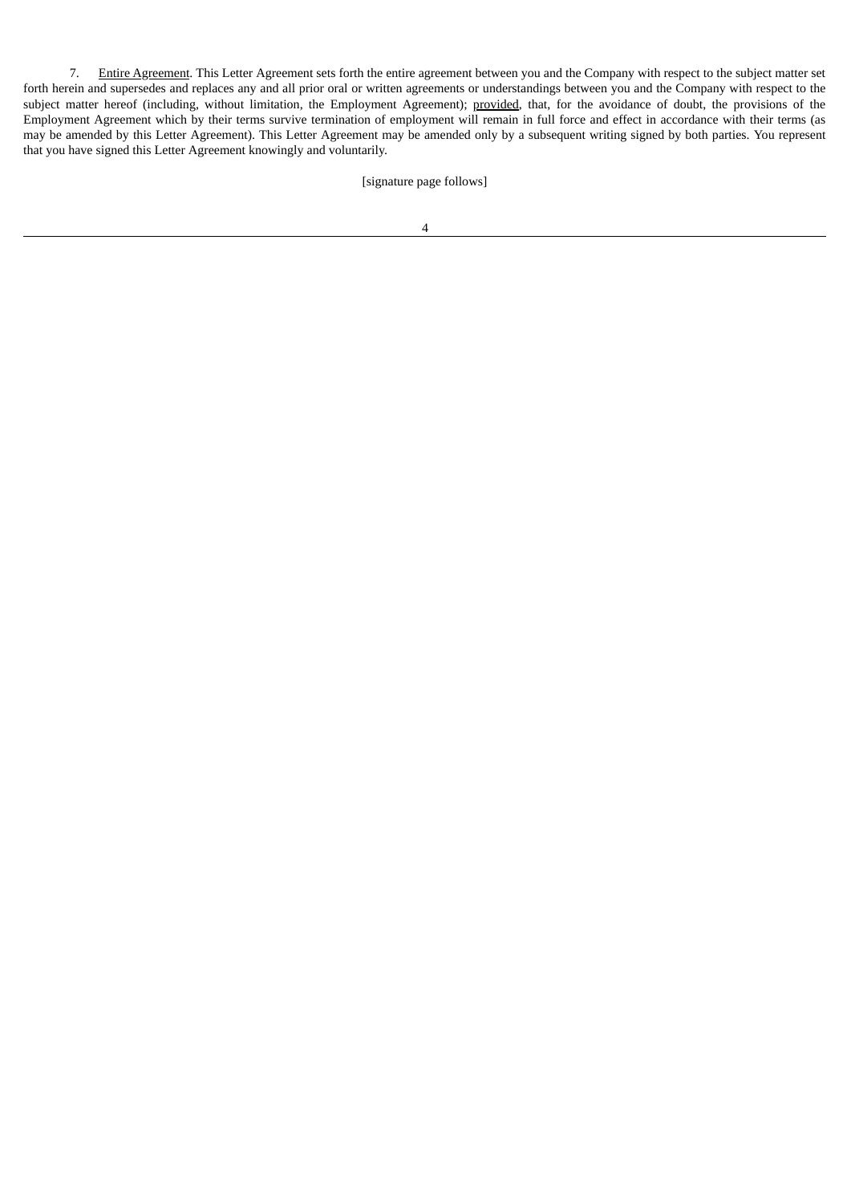7. <u>Entire Agreement</u>. This Letter Agreement sets forth the entire agreement between you and the Company with respect to the subject matter set forth herein and supersedes and replaces any and all prior oral or written agreements or understandings between you and the Company with respect to the subject matter hereof (including, without limitation, the Employment Agreement); <u>provided</u>, that, for the avoidance of doubt, the provisions of the Employment Agreement which by their terms survive termination of employment will remain in full force and effect in accordance with their terms (as may be amended by this Letter Agreement). This Letter Agreement may be amended only by a subsequent writing signed by both parties. You represent that you have signed this Letter Agreement knowingly and voluntarily.

[signature page follows]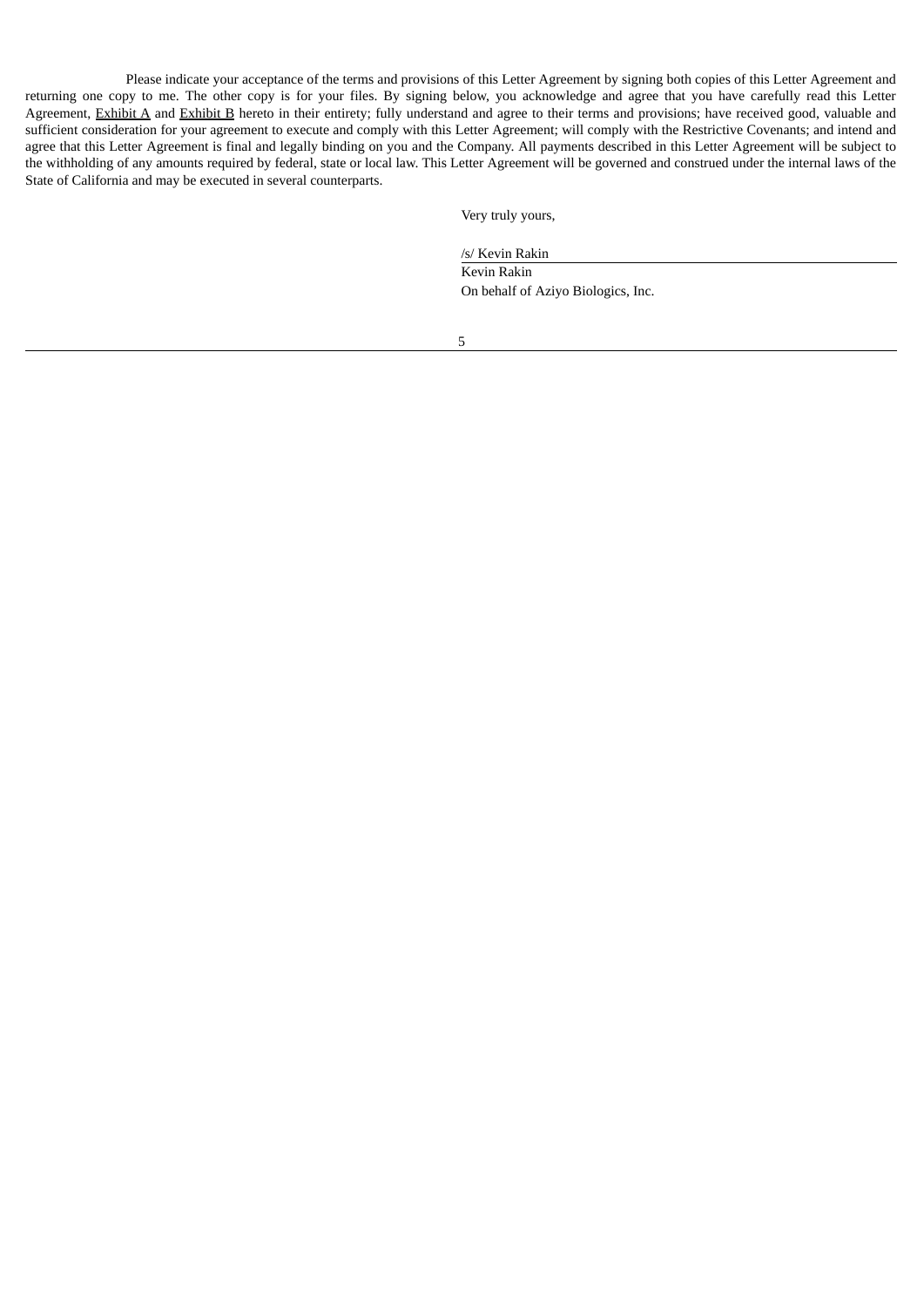Please indicate your acceptance of the terms and provisions of this Letter Agreement by signing both copies of this Letter Agreement and returning one copy to me. The other copy is for your files. By signing below, you acknowledge and agree that you have carefully read this Letter Agreement, Exhibit A and Exhibit B hereto in their entirety; fully understand and agree to their terms and provisions; have received good, valuable and sufficient consideration for your agreement to execute and comply with this Letter Agreement; will comply with the Restrictive Covenants; and intend and agree that this Letter Agreement is final and legally binding on you and the Company. All payments described in this Letter Agreement will be subject to the withholding of any amounts required by federal, state or local law. This Letter Agreement will be governed and construed under the internal laws of the State of California and may be executed in several counterparts.

Very truly yours,

/s/ Kevin Rakin

Kevin Rakin

On behalf of Aziyo Biologics, Inc.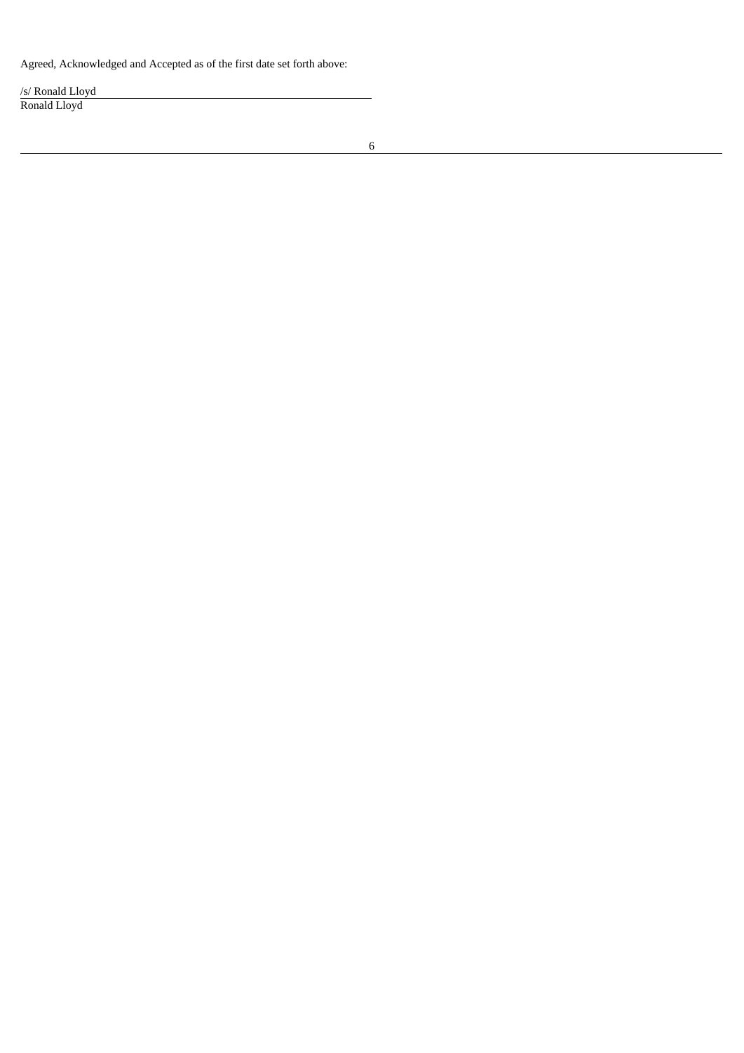Agreed, Acknowledged and Accepted as of the first date set forth above:

/s/ Ronald Lloyd
Ronald Lloyd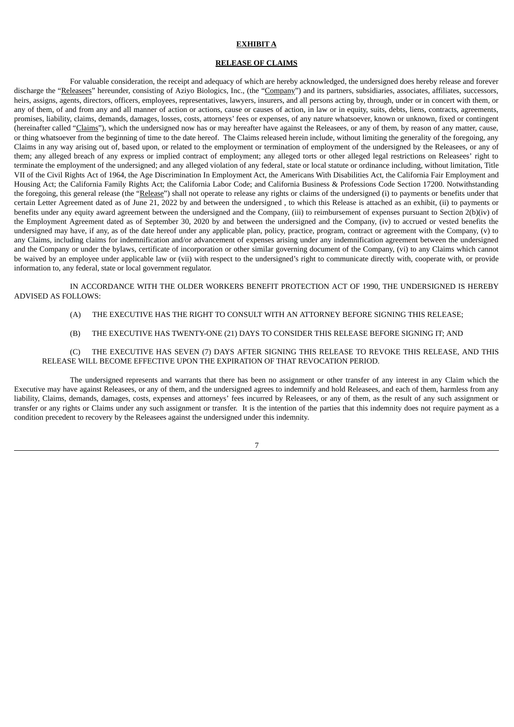**EXHIBIT A**

**RELEASE OF CLAIMS**

For valuable consideration, the receipt and adequacy of which are hereby acknowledged, the undersigned does hereby release and forever discharge the "Releasees" hereunder, consisting of Aziyo Biologics, Inc., (the "Company") and its partners, subsidiaries, associates, affiliates, successors, heirs, assigns, agents, directors, officers, employees, representatives, lawyers, insurers, and all persons acting by, through, under or in concert with them, or any of them, of and from any and all manner of action or actions, cause or causes of action, in law or in equity, suits, debts, liens, contracts, agreements, promises, liability, claims, demands, damages, losses, costs, attorneys' fees or expenses, of any nature whatsoever, known or unknown, fixed or contingent (hereinafter called "Claims"), which the undersigned now has or may hereafter have against the Releasees, or any of them, by reason of any matter, cause, or thing whatsoever from the beginning of time to the date hereof. The Claims released herein include, without limiting the generality of the foregoing, any Claims in any way arising out of, based upon, or related to the employment or termination of employment of the undersigned by the Releasees, or any of them; any alleged breach of any express or implied contract of employment; any alleged torts or other alleged legal restrictions on Releasees' right to terminate the employment of the undersigned; and any alleged violation of any federal, state or local statute or ordinance including, without limitation, Title VII of the Civil Rights Act of 1964, the Age Discrimination In Employment Act, the Americans With Disabilities Act, the California Fair Employment and Housing Act; the California Family Rights Act; the California Labor Code; and California Business & Professions Code Section 17200. Notwithstanding the foregoing, this general release (the "Release") shall not operate to release any rights or claims of the undersigned (i) to payments or benefits under that certain Letter Agreement dated as of June 21, 2022 by and between the undersigned , to which this Release is attached as an exhibit, (ii) to payments or benefits under any equity award agreement between the undersigned and the Company, (iii) to reimbursement of expenses pursuant to Section 2(b)(iv) of the Employment Agreement dated as of September 30, 2020 by and between the undersigned and the Company, (iv) to accrued or vested benefits the undersigned may have, if any, as of the date hereof under any applicable plan, policy, practice, program, contract or agreement with the Company, (v) to any Claims, including claims for indemnification and/or advancement of expenses arising under any indemnification agreement between the undersigned and the Company or under the bylaws, certificate of incorporation or other similar governing document of the Company, (vi) to any Claims which cannot be waived by an employee under applicable law or (vii) with respect to the undersigned's right to communicate directly with, cooperate with, or provide information to, any federal, state or local government regulator.

IN ACCORDANCE WITH THE OLDER WORKERS BENEFIT PROTECTION ACT OF 1990, THE UNDERSIGNED IS HEREBY ADVISED AS FOLLOWS:

(A) THE EXECUTIVE HAS THE RIGHT TO CONSULT WITH AN ATTORNEY BEFORE SIGNING THIS RELEASE;

(B) THE EXECUTIVE HAS TWENTY-ONE (21) DAYS TO CONSIDER THIS RELEASE BEFORE SIGNING IT; AND

(C) THE EXECUTIVE HAS SEVEN (7) DAYS AFTER SIGNING THIS RELEASE TO REVOKE THIS RELEASE, AND THIS RELEASE WILL BECOME EFFECTIVE UPON THE EXPIRATION OF THAT REVOCATION PERIOD.

The undersigned represents and warrants that there has been no assignment or other transfer of any interest in any Claim which the Executive may have against Releasees, or any of them, and the undersigned agrees to indemnify and hold Releasees, and each of them, harmless from any liability, Claims, demands, damages, costs, expenses and attorneys' fees incurred by Releasees, or any of them, as the result of any such assignment or transfer or any rights or Claims under any such assignment or transfer. It is the intention of the parties that this indemnity does not require payment as a condition precedent to recovery by the Releasees against the undersigned under this indemnity.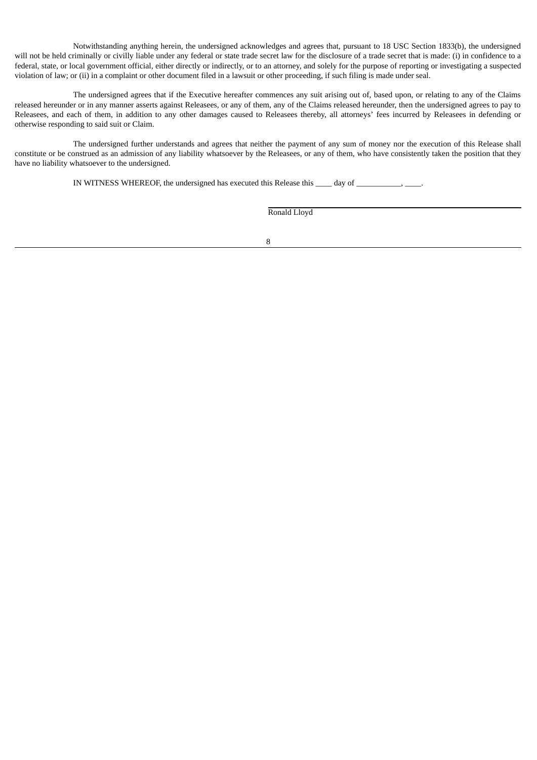Notwithstanding anything herein, the undersigned acknowledges and agrees that, pursuant to 18 USC Section 1833(b), the undersigned will not be held criminally or civilly liable under any federal or state trade secret law for the disclosure of a trade secret that is made: (i) in confidence to a federal, state, or local government official, either directly or indirectly, or to an attorney, and solely for the purpose of reporting or investigating a suspected violation of law; or (ii) in a complaint or other document filed in a lawsuit or other proceeding, if such filing is made under seal.

The undersigned agrees that if the Executive hereafter commences any suit arising out of, based upon, or relating to any of the Claims released hereunder or in any manner asserts against Releasees, or any of them, any of the Claims released hereunder, then the undersigned agrees to pay to Releasees, and each of them, in addition to any other damages caused to Releasees thereby, all attorneys' fees incurred by Releasees in defending or otherwise responding to said suit or Claim.

The undersigned further understands and agrees that neither the payment of any sum of money nor the execution of this Release shall constitute or be construed as an admission of any liability whatsoever by the Releasees, or any of them, who have consistently taken the position that they have no liability whatsoever to the undersigned.

IN WITNESS WHEREOF, the undersigned has executed this Release this ____ day of ___________, ____.

______________________________
Ronald Lloyd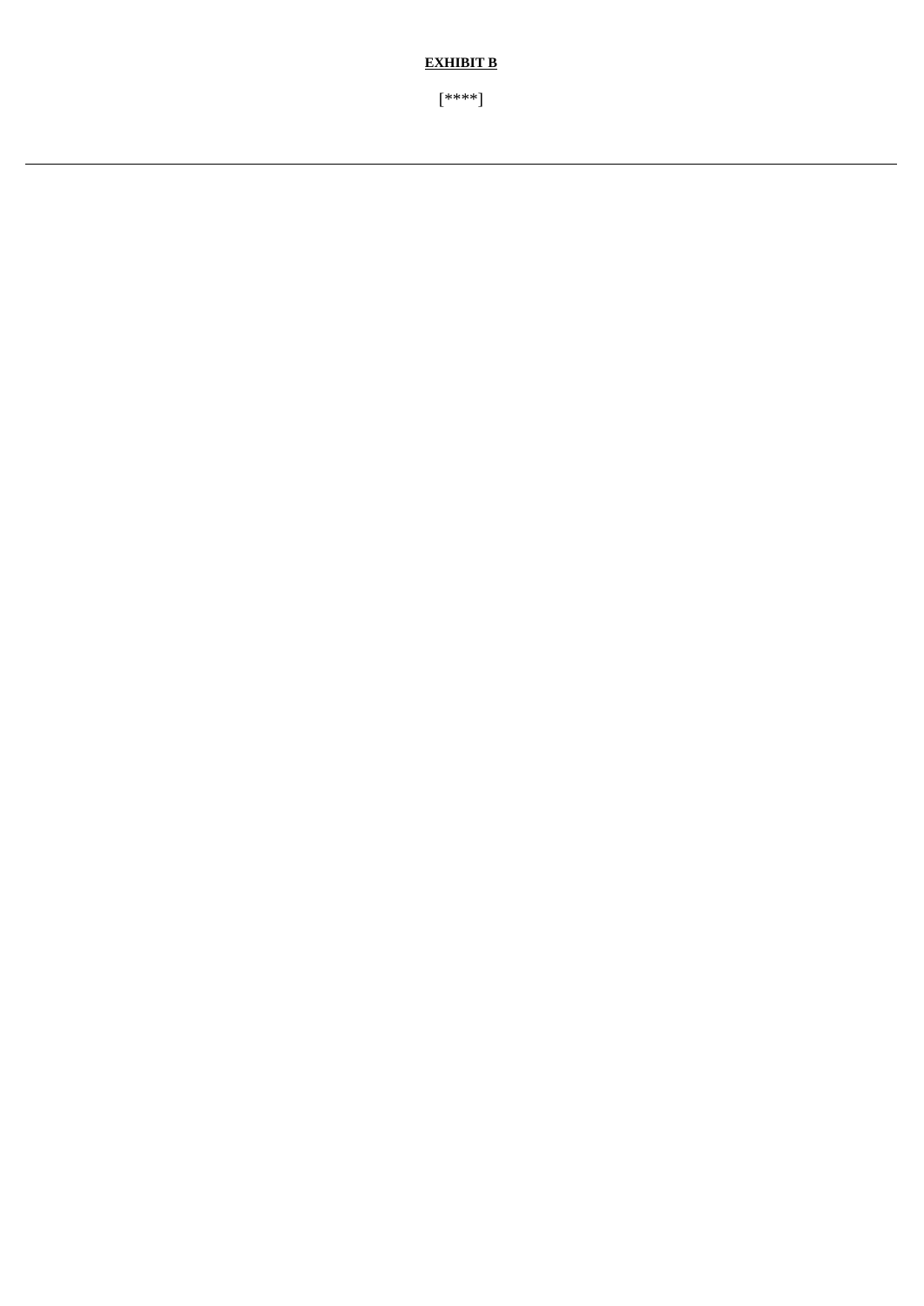**EXHIBIT B**

[****]

---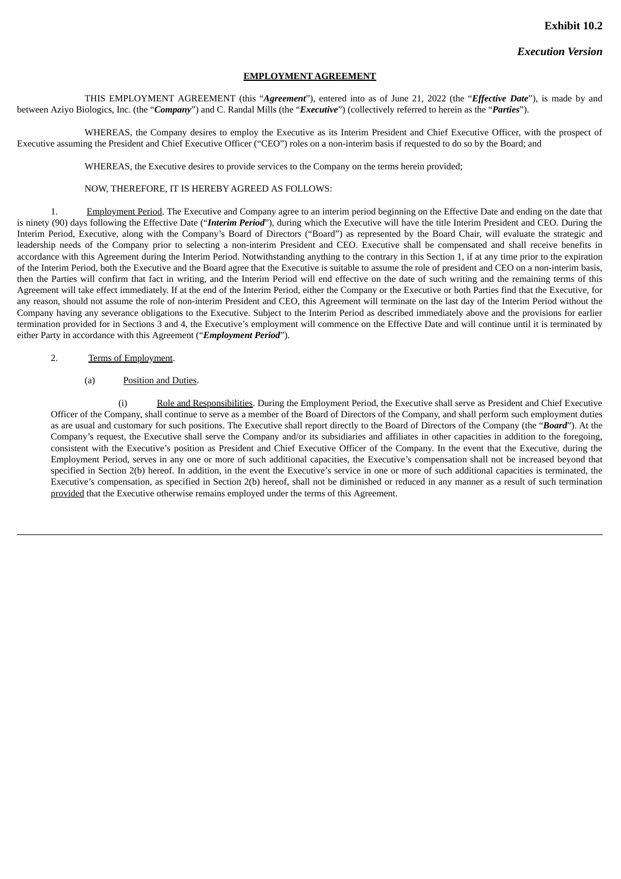**Exhibit 10.2**

***Execution Version***

**EMPLOYMENT AGREEMENT**

THIS EMPLOYMENT AGREEMENT (this "***Agreement***"), entered into as of June 21, 2022 (the "***Effective Date***"), is made by and between Aziyo Biologics, Inc. (the "***Company***") and C. Randal Mills (the "***Executive***") (collectively referred to herein as the "***Parties***").

WHEREAS, the Company desires to employ the Executive as its Interim President and Chief Executive Officer, with the prospect of Executive assuming the President and Chief Executive Officer ("CEO") roles on a non-interim basis if requested to do so by the Board; and

WHEREAS, the Executive desires to provide services to the Company on the terms herein provided;

NOW, THEREFORE, IT IS HEREBY AGREED AS FOLLOWS:

1. Employment Period. The Executive and Company agree to an interim period beginning on the Effective Date and ending on the date that is ninety (90) days following the Effective Date ("***Interim Period***"), during which the Executive will have the title Interim President and CEO. During the Interim Period, Executive, along with the Company's Board of Directors ("Board") as represented by the Board Chair, will evaluate the strategic and leadership needs of the Company prior to selecting a non-interim President and CEO. Executive shall be compensated and shall receive benefits in accordance with this Agreement during the Interim Period. Notwithstanding anything to the contrary in this Section 1, if at any time prior to the expiration of the Interim Period, both the Executive and the Board agree that the Executive is suitable to assume the role of president and CEO on a non-interim basis, then the Parties will confirm that fact in writing, and the Interim Period will end effective on the date of such writing and the remaining terms of this Agreement will take effect immediately. If at the end of the Interim Period, either the Company or the Executive or both Parties find that the Executive, for any reason, should not assume the role of non-interim President and CEO, this Agreement will terminate on the last day of the Interim Period without the Company having any severance obligations to the Executive. Subject to the Interim Period as described immediately above and the provisions for earlier termination provided for in Sections 3 and 4, the Executive's employment will commence on the Effective Date and will continue until it is terminated by either Party in accordance with this Agreement ("***Employment Period***").

2. Terms of Employment.

(a) Position and Duties.

(i) Role and Responsibilities. During the Employment Period, the Executive shall serve as President and Chief Executive Officer of the Company, shall continue to serve as a member of the Board of Directors of the Company, and shall perform such employment duties as are usual and customary for such positions. The Executive shall report directly to the Board of Directors of the Company (the "***Board***"). At the Company's request, the Executive shall serve the Company and/or its subsidiaries and affiliates in other capacities in addition to the foregoing, consistent with the Executive's position as President and Chief Executive Officer of the Company. In the event that the Executive, during the Employment Period, serves in any one or more of such additional capacities, the Executive's compensation shall not be increased beyond that specified in Section 2(b) hereof. In addition, in the event the Executive's service in one or more of such additional capacities is terminated, the Executive's compensation, as specified in Section 2(b) hereof, shall not be diminished or reduced in any manner as a result of such termination provided that the Executive otherwise remains employed under the terms of this Agreement.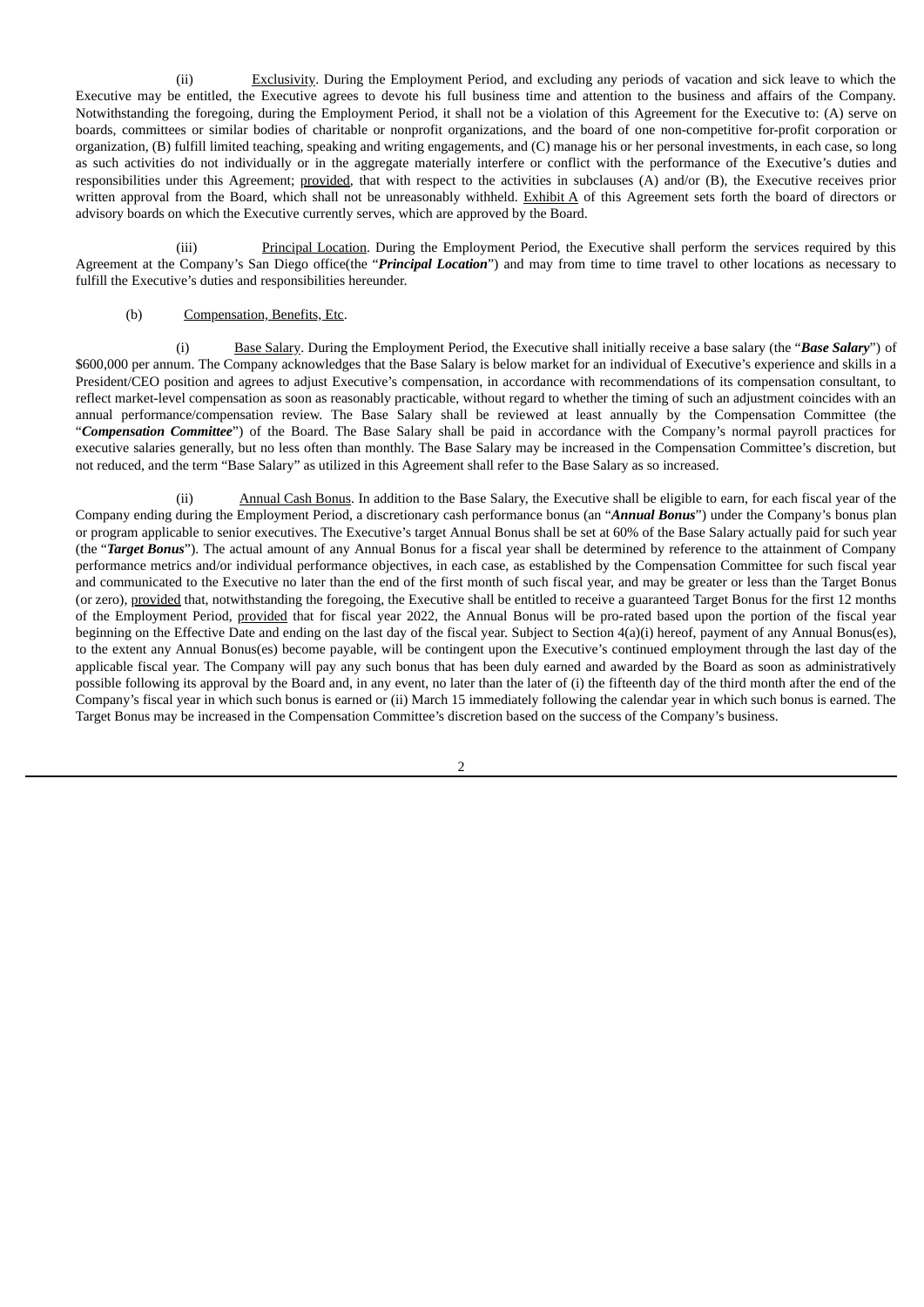(ii) Exclusivity. During the Employment Period, and excluding any periods of vacation and sick leave to which the Executive may be entitled, the Executive agrees to devote his full business time and attention to the business and affairs of the Company. Notwithstanding the foregoing, during the Employment Period, it shall not be a violation of this Agreement for the Executive to: (A) serve on boards, committees or similar bodies of charitable or nonprofit organizations, and the board of one non-competitive for-profit corporation or organization, (B) fulfill limited teaching, speaking and writing engagements, and (C) manage his or her personal investments, in each case, so long as such activities do not individually or in the aggregate materially interfere or conflict with the performance of the Executive's duties and responsibilities under this Agreement; provided, that with respect to the activities in subclauses (A) and/or (B), the Executive receives prior written approval from the Board, which shall not be unreasonably withheld. Exhibit A of this Agreement sets forth the board of directors or advisory boards on which the Executive currently serves, which are approved by the Board.

(iii) Principal Location. During the Employment Period, the Executive shall perform the services required by this Agreement at the Company's San Diego office(the "***Principal Location***") and may from time to time travel to other locations as necessary to fulfill the Executive's duties and responsibilities hereunder.

(b) Compensation, Benefits, Etc.

(i) Base Salary. During the Employment Period, the Executive shall initially receive a base salary (the "***Base Salary***") of $600,000 per annum. The Company acknowledges that the Base Salary is below market for an individual of Executive's experience and skills in a President/CEO position and agrees to adjust Executive's compensation, in accordance with recommendations of its compensation consultant, to reflect market-level compensation as soon as reasonably practicable, without regard to whether the timing of such an adjustment coincides with an annual performance/compensation review. The Base Salary shall be reviewed at least annually by the Compensation Committee (the "***Compensation Committee***") of the Board. The Base Salary shall be paid in accordance with the Company's normal payroll practices for executive salaries generally, but no less often than monthly. The Base Salary may be increased in the Compensation Committee's discretion, but not reduced, and the term "Base Salary" as utilized in this Agreement shall refer to the Base Salary as so increased.

(ii) Annual Cash Bonus. In addition to the Base Salary, the Executive shall be eligible to earn, for each fiscal year of the Company ending during the Employment Period, a discretionary cash performance bonus (an "***Annual Bonus***") under the Company's bonus plan or program applicable to senior executives. The Executive's target Annual Bonus shall be set at 60% of the Base Salary actually paid for such year (the "***Target Bonus***"). The actual amount of any Annual Bonus for a fiscal year shall be determined by reference to the attainment of Company performance metrics and/or individual performance objectives, in each case, as established by the Compensation Committee for such fiscal year and communicated to the Executive no later than the end of the first month of such fiscal year, and may be greater or less than the Target Bonus (or zero), provided that, notwithstanding the foregoing, the Executive shall be entitled to receive a guaranteed Target Bonus for the first 12 months of the Employment Period, provided that for fiscal year 2022, the Annual Bonus will be pro-rated based upon the portion of the fiscal year beginning on the Effective Date and ending on the last day of the fiscal year. Subject to Section 4(a)(i) hereof, payment of any Annual Bonus(es), to the extent any Annual Bonus(es) become payable, will be contingent upon the Executive's continued employment through the last day of the applicable fiscal year. The Company will pay any such bonus that has been duly earned and awarded by the Board as soon as administratively possible following its approval by the Board and, in any event, no later than the later of (i) the fifteenth day of the third month after the end of the Company's fiscal year in which such bonus is earned or (ii) March 15 immediately following the calendar year in which such bonus is earned. The Target Bonus may be increased in the Compensation Committee's discretion based on the success of the Company's business.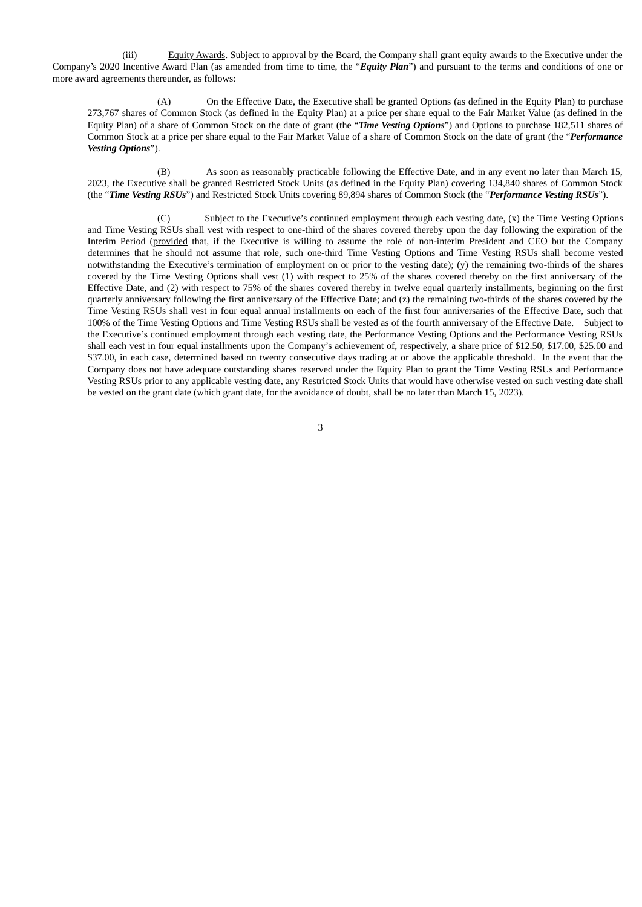(iii) Equity Awards. Subject to approval by the Board, the Company shall grant equity awards to the Executive under the Company's 2020 Incentive Award Plan (as amended from time to time, the "***Equity Plan***") and pursuant to the terms and conditions of one or more award agreements thereunder, as follows:

> (A) On the Effective Date, the Executive shall be granted Options (as defined in the Equity Plan) to purchase 273,767 shares of Common Stock (as defined in the Equity Plan) at a price per share equal to the Fair Market Value (as defined in the Equity Plan) of a share of Common Stock on the date of grant (the "***Time Vesting Options***") and Options to purchase 182,511 shares of Common Stock at a price per share equal to the Fair Market Value of a share of Common Stock on the date of grant (the "***Performance Vesting Options***").
>
> (B) As soon as reasonably practicable following the Effective Date, and in any event no later than March 15, 2023, the Executive shall be granted Restricted Stock Units (as defined in the Equity Plan) covering 134,840 shares of Common Stock (the "***Time Vesting RSUs***") and Restricted Stock Units covering 89,894 shares of Common Stock (the "***Performance Vesting RSUs***").
>
> (C) Subject to the Executive's continued employment through each vesting date, (x) the Time Vesting Options and Time Vesting RSUs shall vest with respect to one-third of the shares covered thereby upon the day following the expiration of the Interim Period (provided that, if the Executive is willing to assume the role of non-interim President and CEO but the Company determines that he should not assume that role, such one-third Time Vesting Options and Time Vesting RSUs shall become vested notwithstanding the Executive's termination of employment on or prior to the vesting date); (y) the remaining two-thirds of the shares covered by the Time Vesting Options shall vest (1) with respect to 25% of the shares covered thereby on the first anniversary of the Effective Date, and (2) with respect to 75% of the shares covered thereby in twelve equal quarterly installments, beginning on the first quarterly anniversary following the first anniversary of the Effective Date; and (z) the remaining two-thirds of the shares covered by the Time Vesting RSUs shall vest in four equal annual installments on each of the first four anniversaries of the Effective Date, such that 100% of the Time Vesting Options and Time Vesting RSUs shall be vested as of the fourth anniversary of the Effective Date. Subject to the Executive's continued employment through each vesting date, the Performance Vesting Options and the Performance Vesting RSUs shall each vest in four equal installments upon the Company's achievement of, respectively, a share price of $12.50, $17.00, $25.00 and $37.00, in each case, determined based on twenty consecutive days trading at or above the applicable threshold. In the event that the Company does not have adequate outstanding shares reserved under the Equity Plan to grant the Time Vesting RSUs and Performance Vesting RSUs prior to any applicable vesting date, any Restricted Stock Units that would have otherwise vested on such vesting date shall be vested on the grant date (which grant date, for the avoidance of doubt, shall be no later than March 15, 2023).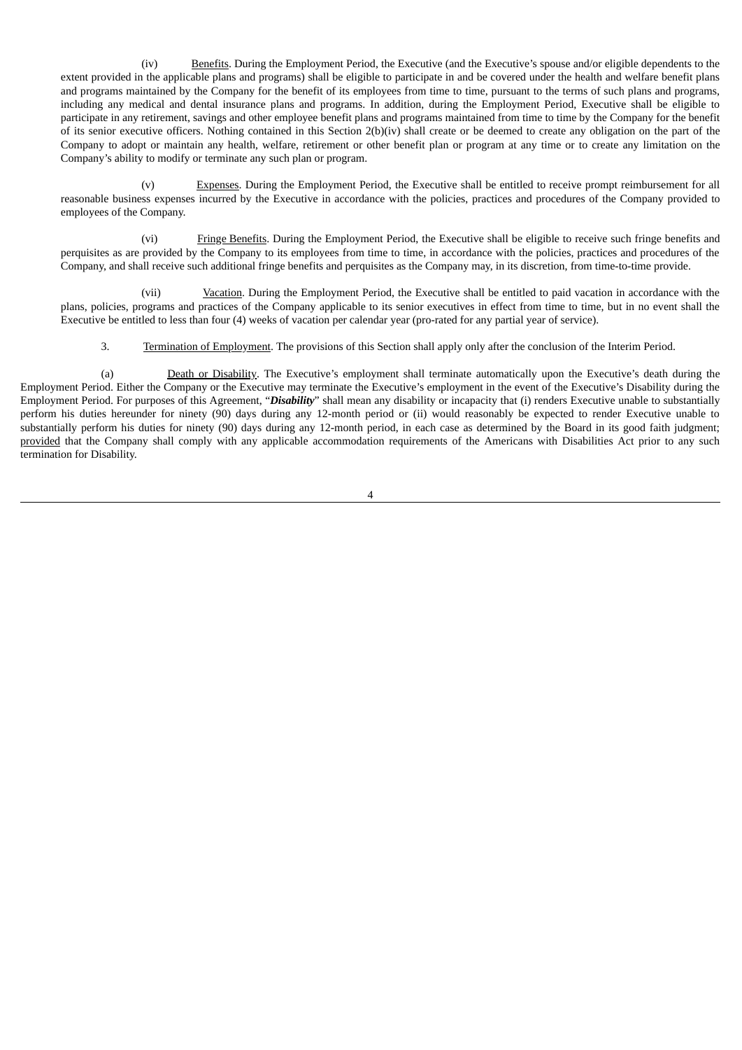(iv) Benefits. During the Employment Period, the Executive (and the Executive's spouse and/or eligible dependents to the extent provided in the applicable plans and programs) shall be eligible to participate in and be covered under the health and welfare benefit plans and programs maintained by the Company for the benefit of its employees from time to time, pursuant to the terms of such plans and programs, including any medical and dental insurance plans and programs. In addition, during the Employment Period, Executive shall be eligible to participate in any retirement, savings and other employee benefit plans and programs maintained from time to time by the Company for the benefit of its senior executive officers. Nothing contained in this Section 2(b)(iv) shall create or be deemed to create any obligation on the part of the Company to adopt or maintain any health, welfare, retirement or other benefit plan or program at any time or to create any limitation on the Company's ability to modify or terminate any such plan or program.

(v) Expenses. During the Employment Period, the Executive shall be entitled to receive prompt reimbursement for all reasonable business expenses incurred by the Executive in accordance with the policies, practices and procedures of the Company provided to employees of the Company.

(vi) Fringe Benefits. During the Employment Period, the Executive shall be eligible to receive such fringe benefits and perquisites as are provided by the Company to its employees from time to time, in accordance with the policies, practices and procedures of the Company, and shall receive such additional fringe benefits and perquisites as the Company may, in its discretion, from time-to-time provide.

(vii) Vacation. During the Employment Period, the Executive shall be entitled to paid vacation in accordance with the plans, policies, programs and practices of the Company applicable to its senior executives in effect from time to time, but in no event shall the Executive be entitled to less than four (4) weeks of vacation per calendar year (pro-rated for any partial year of service).

3. Termination of Employment. The provisions of this Section shall apply only after the conclusion of the Interim Period.

(a) Death or Disability. The Executive's employment shall terminate automatically upon the Executive's death during the Employment Period. Either the Company or the Executive may terminate the Executive's employment in the event of the Executive's Disability during the Employment Period. For purposes of this Agreement, "***Disability***" shall mean any disability or incapacity that (i) renders Executive unable to substantially perform his duties hereunder for ninety (90) days during any 12-month period or (ii) would reasonably be expected to render Executive unable to substantially perform his duties for ninety (90) days during any 12-month period, in each case as determined by the Board in its good faith judgment; provided that the Company shall comply with any applicable accommodation requirements of the Americans with Disabilities Act prior to any such termination for Disability.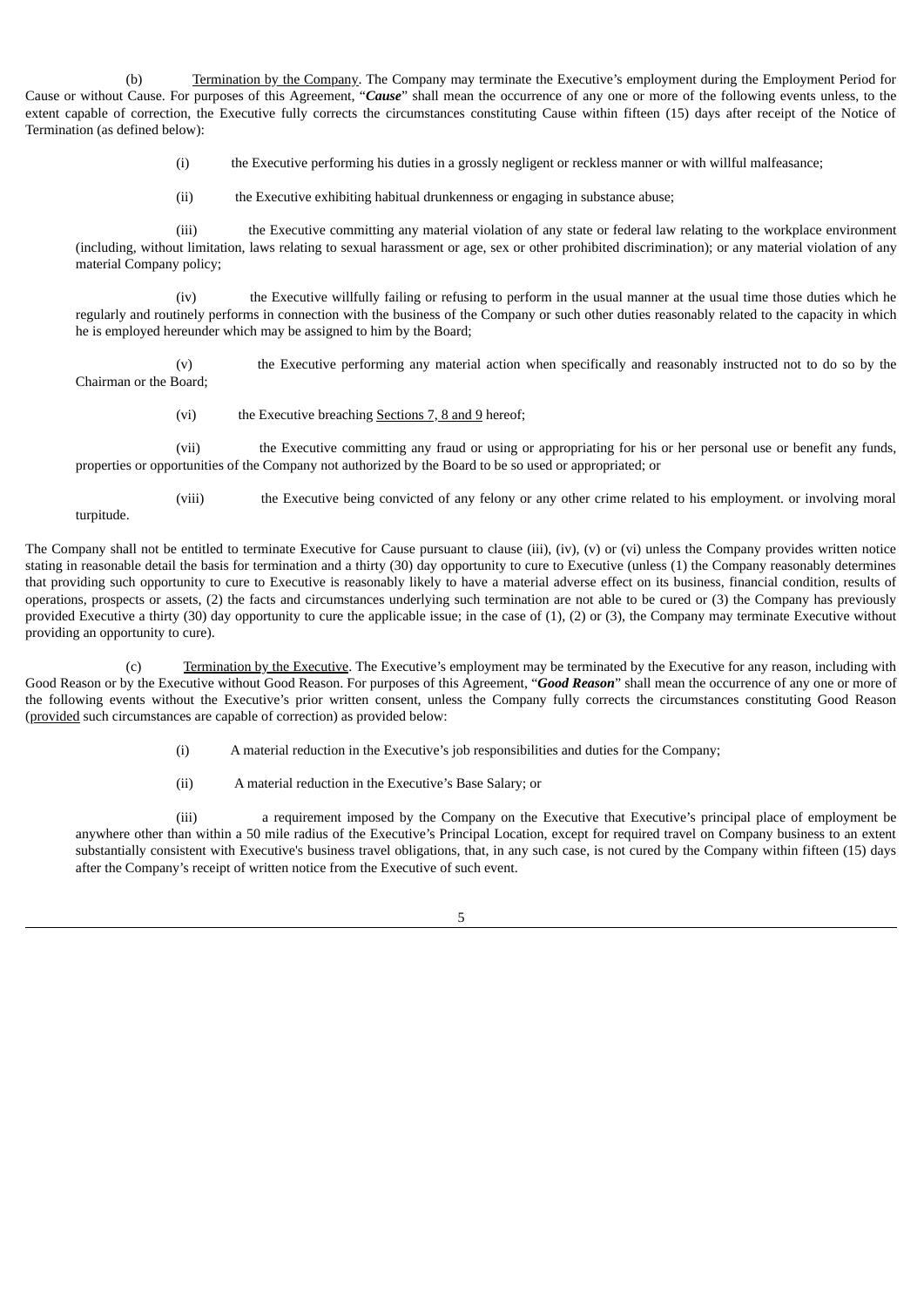(b) Termination by the Company. The Company may terminate the Executive's employment during the Employment Period for Cause or without Cause. For purposes of this Agreement, "***Cause***" shall mean the occurrence of any one or more of the following events unless, to the extent capable of correction, the Executive fully corrects the circumstances constituting Cause within fifteen (15) days after receipt of the Notice of Termination (as defined below):

(i) the Executive performing his duties in a grossly negligent or reckless manner or with willful malfeasance;

(ii) the Executive exhibiting habitual drunkenness or engaging in substance abuse;

(iii) the Executive committing any material violation of any state or federal law relating to the workplace environment (including, without limitation, laws relating to sexual harassment or age, sex or other prohibited discrimination); or any material violation of any material Company policy;

(iv) the Executive willfully failing or refusing to perform in the usual manner at the usual time those duties which he regularly and routinely performs in connection with the business of the Company or such other duties reasonably related to the capacity in which he is employed hereunder which may be assigned to him by the Board;

(v) the Executive performing any material action when specifically and reasonably instructed not to do so by the Chairman or the Board;

(vi) the Executive breaching Sections 7, 8 and 9 hereof;

(vii) the Executive committing any fraud or using or appropriating for his or her personal use or benefit any funds, properties or opportunities of the Company not authorized by the Board to be so used or appropriated; or

(viii) the Executive being convicted of any felony or any other crime related to his employment. or involving moral turpitude.

The Company shall not be entitled to terminate Executive for Cause pursuant to clause (iii), (iv), (v) or (vi) unless the Company provides written notice stating in reasonable detail the basis for termination and a thirty (30) day opportunity to cure to Executive (unless (1) the Company reasonably determines that providing such opportunity to cure to Executive is reasonably likely to have a material adverse effect on its business, financial condition, results of operations, prospects or assets, (2) the facts and circumstances underlying such termination are not able to be cured or (3) the Company has previously provided Executive a thirty (30) day opportunity to cure the applicable issue; in the case of (1), (2) or (3), the Company may terminate Executive without providing an opportunity to cure).

(c) Termination by the Executive. The Executive's employment may be terminated by the Executive for any reason, including with Good Reason or by the Executive without Good Reason. For purposes of this Agreement, "***Good Reason***" shall mean the occurrence of any one or more of the following events without the Executive's prior written consent, unless the Company fully corrects the circumstances constituting Good Reason (provided such circumstances are capable of correction) as provided below:

(i) A material reduction in the Executive's job responsibilities and duties for the Company;

(ii) A material reduction in the Executive's Base Salary; or

(iii) a requirement imposed by the Company on the Executive that Executive's principal place of employment be anywhere other than within a 50 mile radius of the Executive's Principal Location, except for required travel on Company business to an extent substantially consistent with Executive's business travel obligations, that, in any such case, is not cured by the Company within fifteen (15) days after the Company's receipt of written notice from the Executive of such event.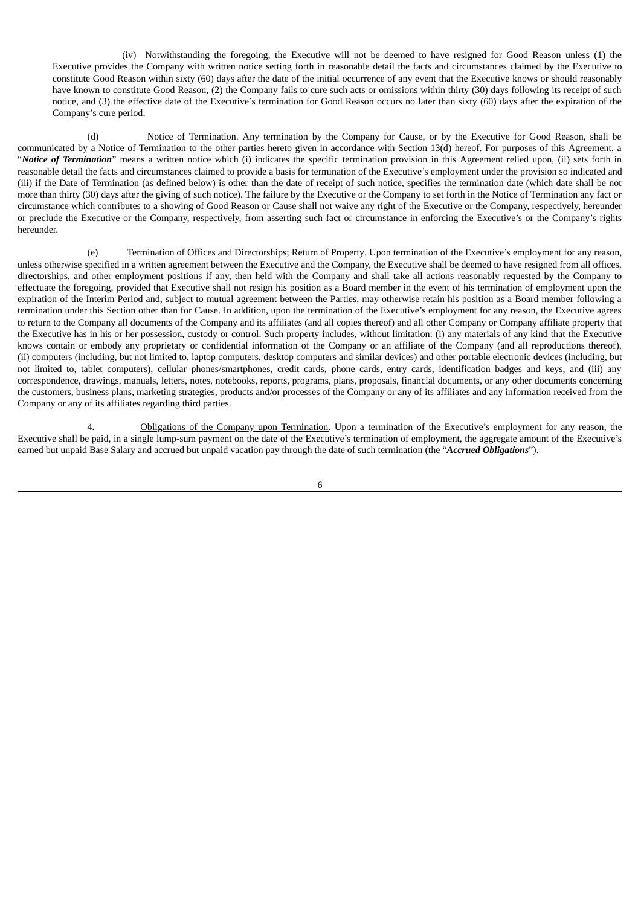(iv) Notwithstanding the foregoing, the Executive will not be deemed to have resigned for Good Reason unless (1) the Executive provides the Company with written notice setting forth in reasonable detail the facts and circumstances claimed by the Executive to constitute Good Reason within sixty (60) days after the date of the initial occurrence of any event that the Executive knows or should reasonably have known to constitute Good Reason, (2) the Company fails to cure such acts or omissions within thirty (30) days following its receipt of such notice, and (3) the effective date of the Executive's termination for Good Reason occurs no later than sixty (60) days after the expiration of the Company's cure period.

(d) Notice of Termination. Any termination by the Company for Cause, or by the Executive for Good Reason, shall be communicated by a Notice of Termination to the other parties hereto given in accordance with Section 13(d) hereof. For purposes of this Agreement, a "***Notice of Termination***" means a written notice which (i) indicates the specific termination provision in this Agreement relied upon, (ii) sets forth in reasonable detail the facts and circumstances claimed to provide a basis for termination of the Executive's employment under the provision so indicated and (iii) if the Date of Termination (as defined below) is other than the date of receipt of such notice, specifies the termination date (which date shall be not more than thirty (30) days after the giving of such notice). The failure by the Executive or the Company to set forth in the Notice of Termination any fact or circumstance which contributes to a showing of Good Reason or Cause shall not waive any right of the Executive or the Company, respectively, hereunder or preclude the Executive or the Company, respectively, from asserting such fact or circumstance in enforcing the Executive's or the Company's rights hereunder.

(e) Termination of Offices and Directorships; Return of Property. Upon termination of the Executive's employment for any reason, unless otherwise specified in a written agreement between the Executive and the Company, the Executive shall be deemed to have resigned from all offices, directorships, and other employment positions if any, then held with the Company and shall take all actions reasonably requested by the Company to effectuate the foregoing, provided that Executive shall not resign his position as a Board member in the event of his termination of employment upon the expiration of the Interim Period and, subject to mutual agreement between the Parties, may otherwise retain his position as a Board member following a termination under this Section other than for Cause. In addition, upon the termination of the Executive's employment for any reason, the Executive agrees to return to the Company all documents of the Company and its affiliates (and all copies thereof) and all other Company or Company affiliate property that the Executive has in his or her possession, custody or control. Such property includes, without limitation: (i) any materials of any kind that the Executive knows contain or embody any proprietary or confidential information of the Company or an affiliate of the Company (and all reproductions thereof), (ii) computers (including, but not limited to, laptop computers, desktop computers and similar devices) and other portable electronic devices (including, but not limited to, tablet computers), cellular phones/smartphones, credit cards, phone cards, entry cards, identification badges and keys, and (iii) any correspondence, drawings, manuals, letters, notes, notebooks, reports, programs, plans, proposals, financial documents, or any other documents concerning the customers, business plans, marketing strategies, products and/or processes of the Company or any of its affiliates and any information received from the Company or any of its affiliates regarding third parties.

4. Obligations of the Company upon Termination. Upon a termination of the Executive's employment for any reason, the Executive shall be paid, in a single lump-sum payment on the date of the Executive's termination of employment, the aggregate amount of the Executive's earned but unpaid Base Salary and accrued but unpaid vacation pay through the date of such termination (the "***Accrued Obligations***").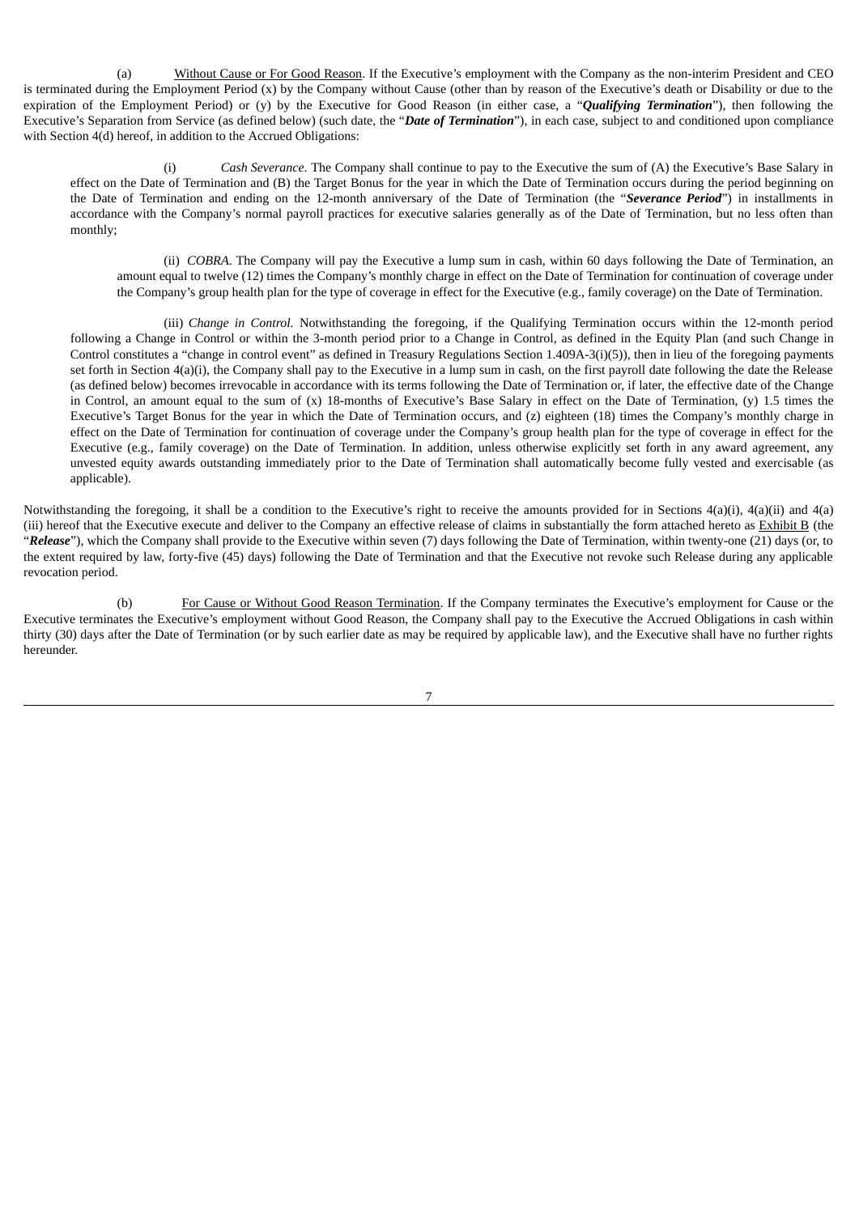(a) Without Cause or For Good Reason. If the Executive's employment with the Company as the non-interim President and CEO is terminated during the Employment Period (x) by the Company without Cause (other than by reason of the Executive's death or Disability or due to the expiration of the Employment Period) or (y) by the Executive for Good Reason (in either case, a "***Qualifying Termination***"), then following the Executive's Separation from Service (as defined below) (such date, the "***Date of Termination***"), in each case, subject to and conditioned upon compliance with Section 4(d) hereof, in addition to the Accrued Obligations:

(i) *Cash Severance*. The Company shall continue to pay to the Executive the sum of (A) the Executive's Base Salary in effect on the Date of Termination and (B) the Target Bonus for the year in which the Date of Termination occurs during the period beginning on the Date of Termination and ending on the 12-month anniversary of the Date of Termination (the "***Severance Period***") in installments in accordance with the Company's normal payroll practices for executive salaries generally as of the Date of Termination, but no less often than monthly;

(ii) *COBRA*. The Company will pay the Executive a lump sum in cash, within 60 days following the Date of Termination, an amount equal to twelve (12) times the Company's monthly charge in effect on the Date of Termination for continuation of coverage under the Company's group health plan for the type of coverage in effect for the Executive (e.g., family coverage) on the Date of Termination.

(iii) *Change in Control*. Notwithstanding the foregoing, if the Qualifying Termination occurs within the 12-month period following a Change in Control or within the 3-month period prior to a Change in Control, as defined in the Equity Plan (and such Change in Control constitutes a "change in control event" as defined in Treasury Regulations Section 1.409A-3(i)(5)), then in lieu of the foregoing payments set forth in Section 4(a)(i), the Company shall pay to the Executive in a lump sum in cash, on the first payroll date following the date the Release (as defined below) becomes irrevocable in accordance with its terms following the Date of Termination or, if later, the effective date of the Change in Control, an amount equal to the sum of (x) 18-months of Executive's Base Salary in effect on the Date of Termination, (y) 1.5 times the Executive's Target Bonus for the year in which the Date of Termination occurs, and (z) eighteen (18) times the Company's monthly charge in effect on the Date of Termination for continuation of coverage under the Company's group health plan for the type of coverage in effect for the Executive (e.g., family coverage) on the Date of Termination. In addition, unless otherwise explicitly set forth in any award agreement, any unvested equity awards outstanding immediately prior to the Date of Termination shall automatically become fully vested and exercisable (as applicable).

Notwithstanding the foregoing, it shall be a condition to the Executive's right to receive the amounts provided for in Sections 4(a)(i), 4(a)(ii) and 4(a)(iii) hereof that the Executive execute and deliver to the Company an effective release of claims in substantially the form attached hereto as Exhibit B (the "***Release***"), which the Company shall provide to the Executive within seven (7) days following the Date of Termination, within twenty-one (21) days (or, to the extent required by law, forty-five (45) days) following the Date of Termination and that the Executive not revoke such Release during any applicable revocation period.

(b) For Cause or Without Good Reason Termination. If the Company terminates the Executive's employment for Cause or the Executive terminates the Executive's employment without Good Reason, the Company shall pay to the Executive the Accrued Obligations in cash within thirty (30) days after the Date of Termination (or by such earlier date as may be required by applicable law), and the Executive shall have no further rights hereunder.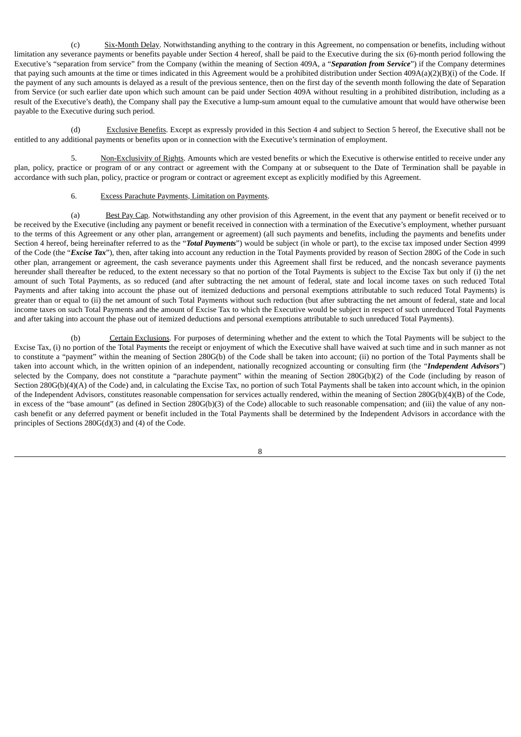(c) Six-Month Delay. Notwithstanding anything to the contrary in this Agreement, no compensation or benefits, including without limitation any severance payments or benefits payable under Section 4 hereof, shall be paid to the Executive during the six (6)-month period following the Executive's "separation from service" from the Company (within the meaning of Section 409A, a "***Separation from Service***") if the Company determines that paying such amounts at the time or times indicated in this Agreement would be a prohibited distribution under Section 409A(a)(2)(B)(i) of the Code. If the payment of any such amounts is delayed as a result of the previous sentence, then on the first day of the seventh month following the date of Separation from Service (or such earlier date upon which such amount can be paid under Section 409A without resulting in a prohibited distribution, including as a result of the Executive's death), the Company shall pay the Executive a lump-sum amount equal to the cumulative amount that would have otherwise been payable to the Executive during such period.

(d) Exclusive Benefits. Except as expressly provided in this Section 4 and subject to Section 5 hereof, the Executive shall not be entitled to any additional payments or benefits upon or in connection with the Executive's termination of employment.

5. Non-Exclusivity of Rights. Amounts which are vested benefits or which the Executive is otherwise entitled to receive under any plan, policy, practice or program of or any contract or agreement with the Company at or subsequent to the Date of Termination shall be payable in accordance with such plan, policy, practice or program or contract or agreement except as explicitly modified by this Agreement.

6. Excess Parachute Payments, Limitation on Payments.

(a) Best Pay Cap. Notwithstanding any other provision of this Agreement, in the event that any payment or benefit received or to be received by the Executive (including any payment or benefit received in connection with a termination of the Executive's employment, whether pursuant to the terms of this Agreement or any other plan, arrangement or agreement) (all such payments and benefits, including the payments and benefits under Section 4 hereof, being hereinafter referred to as the "***Total Payments***") would be subject (in whole or part), to the excise tax imposed under Section 4999 of the Code (the "***Excise Tax***"), then, after taking into account any reduction in the Total Payments provided by reason of Section 280G of the Code in such other plan, arrangement or agreement, the cash severance payments under this Agreement shall first be reduced, and the noncash severance payments hereunder shall thereafter be reduced, to the extent necessary so that no portion of the Total Payments is subject to the Excise Tax but only if (i) the net amount of such Total Payments, as so reduced (and after subtracting the net amount of federal, state and local income taxes on such reduced Total Payments and after taking into account the phase out of itemized deductions and personal exemptions attributable to such reduced Total Payments) is greater than or equal to (ii) the net amount of such Total Payments without such reduction (but after subtracting the net amount of federal, state and local income taxes on such Total Payments and the amount of Excise Tax to which the Executive would be subject in respect of such unreduced Total Payments and after taking into account the phase out of itemized deductions and personal exemptions attributable to such unreduced Total Payments).

(b) Certain Exclusions. For purposes of determining whether and the extent to which the Total Payments will be subject to the Excise Tax, (i) no portion of the Total Payments the receipt or enjoyment of which the Executive shall have waived at such time and in such manner as not to constitute a "payment" within the meaning of Section 280G(b) of the Code shall be taken into account; (ii) no portion of the Total Payments shall be taken into account which, in the written opinion of an independent, nationally recognized accounting or consulting firm (the "***Independent Advisors***") selected by the Company, does not constitute a "parachute payment" within the meaning of Section 280G(b)(2) of the Code (including by reason of Section 280G(b)(4)(A) of the Code) and, in calculating the Excise Tax, no portion of such Total Payments shall be taken into account which, in the opinion of the Independent Advisors, constitutes reasonable compensation for services actually rendered, within the meaning of Section 280G(b)(4)(B) of the Code, in excess of the "base amount" (as defined in Section 280G(b)(3) of the Code) allocable to such reasonable compensation; and (iii) the value of any non-cash benefit or any deferred payment or benefit included in the Total Payments shall be determined by the Independent Advisors in accordance with the principles of Sections 280G(d)(3) and (4) of the Code.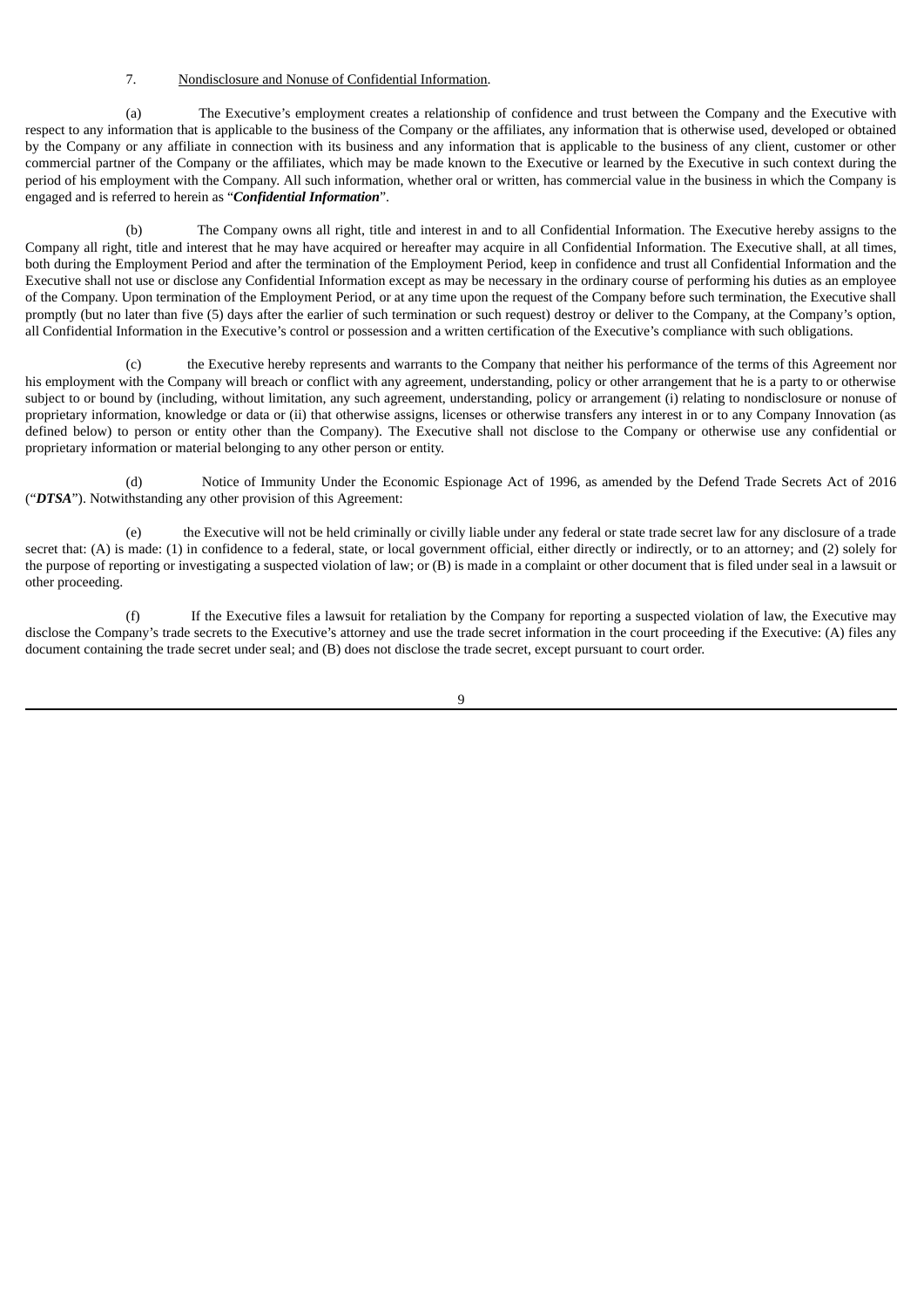7. <u>Nondisclosure and Nonuse of Confidential Information</u>.

(a) The Executive's employment creates a relationship of confidence and trust between the Company and the Executive with respect to any information that is applicable to the business of the Company or the affiliates, any information that is otherwise used, developed or obtained by the Company or any affiliate in connection with its business and any information that is applicable to the business of any client, customer or other commercial partner of the Company or the affiliates, which may be made known to the Executive or learned by the Executive in such context during the period of his employment with the Company. All such information, whether oral or written, has commercial value in the business in which the Company is engaged and is referred to herein as "***Confidential Information***".

(b) The Company owns all right, title and interest in and to all Confidential Information. The Executive hereby assigns to the Company all right, title and interest that he may have acquired or hereafter may acquire in all Confidential Information. The Executive shall, at all times, both during the Employment Period and after the termination of the Employment Period, keep in confidence and trust all Confidential Information and the Executive shall not use or disclose any Confidential Information except as may be necessary in the ordinary course of performing his duties as an employee of the Company. Upon termination of the Employment Period, or at any time upon the request of the Company before such termination, the Executive shall promptly (but no later than five (5) days after the earlier of such termination or such request) destroy or deliver to the Company, at the Company's option, all Confidential Information in the Executive's control or possession and a written certification of the Executive's compliance with such obligations.

(c) the Executive hereby represents and warrants to the Company that neither his performance of the terms of this Agreement nor his employment with the Company will breach or conflict with any agreement, understanding, policy or other arrangement that he is a party to or otherwise subject to or bound by (including, without limitation, any such agreement, understanding, policy or arrangement (i) relating to nondisclosure or nonuse of proprietary information, knowledge or data or (ii) that otherwise assigns, licenses or otherwise transfers any interest in or to any Company Innovation (as defined below) to person or entity other than the Company). The Executive shall not disclose to the Company or otherwise use any confidential or proprietary information or material belonging to any other person or entity.

(d) Notice of Immunity Under the Economic Espionage Act of 1996, as amended by the Defend Trade Secrets Act of 2016 ("***DTSA***"). Notwithstanding any other provision of this Agreement:

(e) the Executive will not be held criminally or civilly liable under any federal or state trade secret law for any disclosure of a trade secret that: (A) is made: (1) in confidence to a federal, state, or local government official, either directly or indirectly, or to an attorney; and (2) solely for the purpose of reporting or investigating a suspected violation of law; or (B) is made in a complaint or other document that is filed under seal in a lawsuit or other proceeding.

(f) If the Executive files a lawsuit for retaliation by the Company for reporting a suspected violation of law, the Executive may disclose the Company's trade secrets to the Executive's attorney and use the trade secret information in the court proceeding if the Executive: (A) files any document containing the trade secret under seal; and (B) does not disclose the trade secret, except pursuant to court order.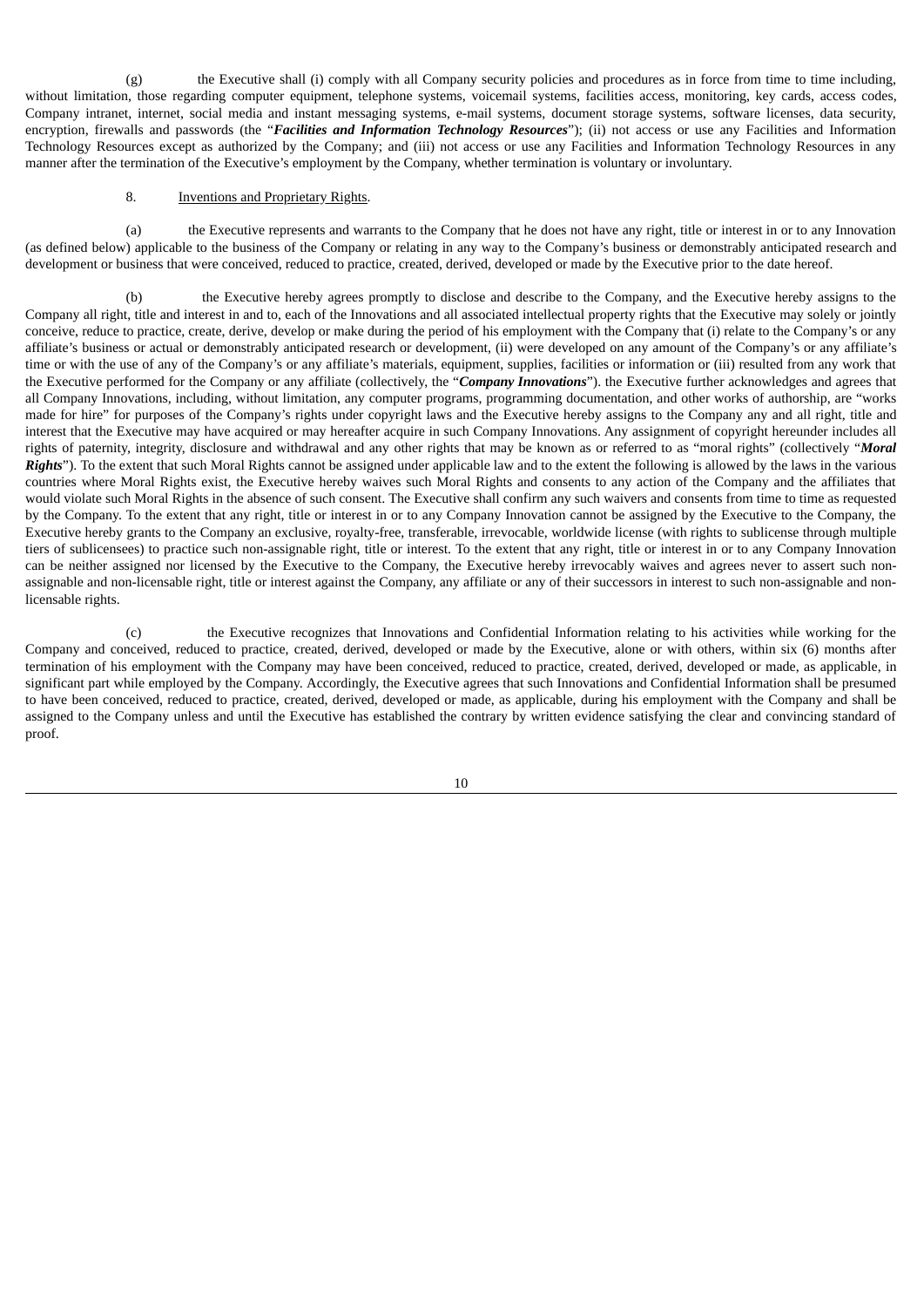(g) the Executive shall (i) comply with all Company security policies and procedures as in force from time to time including, without limitation, those regarding computer equipment, telephone systems, voicemail systems, facilities access, monitoring, key cards, access codes, Company intranet, internet, social media and instant messaging systems, e-mail systems, document storage systems, software licenses, data security, encryption, firewalls and passwords (the "***Facilities and Information Technology Resources***"); (ii) not access or use any Facilities and Information Technology Resources except as authorized by the Company; and (iii) not access or use any Facilities and Information Technology Resources in any manner after the termination of the Executive's employment by the Company, whether termination is voluntary or involuntary.

8. Inventions and Proprietary Rights.

(a) the Executive represents and warrants to the Company that he does not have any right, title or interest in or to any Innovation (as defined below) applicable to the business of the Company or relating in any way to the Company's business or demonstrably anticipated research and development or business that were conceived, reduced to practice, created, derived, developed or made by the Executive prior to the date hereof.

(b) the Executive hereby agrees promptly to disclose and describe to the Company, and the Executive hereby assigns to the Company all right, title and interest in and to, each of the Innovations and all associated intellectual property rights that the Executive may solely or jointly conceive, reduce to practice, create, derive, develop or make during the period of his employment with the Company that (i) relate to the Company's or any affiliate's business or actual or demonstrably anticipated research or development, (ii) were developed on any amount of the Company's or any affiliate's time or with the use of any of the Company's or any affiliate's materials, equipment, supplies, facilities or information or (iii) resulted from any work that the Executive performed for the Company or any affiliate (collectively, the "***Company Innovations***"). the Executive further acknowledges and agrees that all Company Innovations, including, without limitation, any computer programs, programming documentation, and other works of authorship, are "works made for hire" for purposes of the Company's rights under copyright laws and the Executive hereby assigns to the Company any and all right, title and interest that the Executive may have acquired or may hereafter acquire in such Company Innovations. Any assignment of copyright hereunder includes all rights of paternity, integrity, disclosure and withdrawal and any other rights that may be known as or referred to as "moral rights" (collectively "***Moral Rights***"). To the extent that such Moral Rights cannot be assigned under applicable law and to the extent the following is allowed by the laws in the various countries where Moral Rights exist, the Executive hereby waives such Moral Rights and consents to any action of the Company and the affiliates that would violate such Moral Rights in the absence of such consent. The Executive shall confirm any such waivers and consents from time to time as requested by the Company. To the extent that any right, title or interest in or to any Company Innovation cannot be assigned by the Executive to the Company, the Executive hereby grants to the Company an exclusive, royalty-free, transferable, irrevocable, worldwide license (with rights to sublicense through multiple tiers of sublicensees) to practice such non-assignable right, title or interest. To the extent that any right, title or interest in or to any Company Innovation can be neither assigned nor licensed by the Executive to the Company, the Executive hereby irrevocably waives and agrees never to assert such non-assignable and non-licensable right, title or interest against the Company, any affiliate or any of their successors in interest to such non-assignable and non-licensable rights.

(c) the Executive recognizes that Innovations and Confidential Information relating to his activities while working for the Company and conceived, reduced to practice, created, derived, developed or made by the Executive, alone or with others, within six (6) months after termination of his employment with the Company may have been conceived, reduced to practice, created, derived, developed or made, as applicable, in significant part while employed by the Company. Accordingly, the Executive agrees that such Innovations and Confidential Information shall be presumed to have been conceived, reduced to practice, created, derived, developed or made, as applicable, during his employment with the Company and shall be assigned to the Company unless and until the Executive has established the contrary by written evidence satisfying the clear and convincing standard of proof.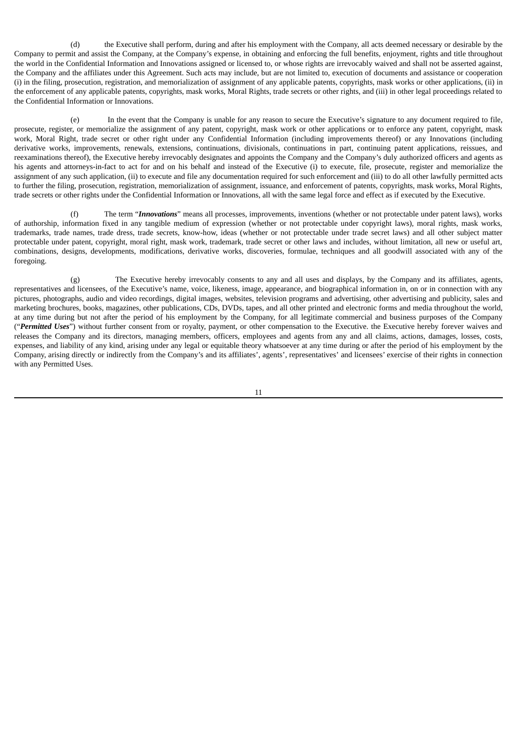(d) the Executive shall perform, during and after his employment with the Company, all acts deemed necessary or desirable by the Company to permit and assist the Company, at the Company's expense, in obtaining and enforcing the full benefits, enjoyment, rights and title throughout the world in the Confidential Information and Innovations assigned or licensed to, or whose rights are irrevocably waived and shall not be asserted against, the Company and the affiliates under this Agreement. Such acts may include, but are not limited to, execution of documents and assistance or cooperation (i) in the filing, prosecution, registration, and memorialization of assignment of any applicable patents, copyrights, mask works or other applications, (ii) in the enforcement of any applicable patents, copyrights, mask works, Moral Rights, trade secrets or other rights, and (iii) in other legal proceedings related to the Confidential Information or Innovations.

(e) In the event that the Company is unable for any reason to secure the Executive's signature to any document required to file, prosecute, register, or memorialize the assignment of any patent, copyright, mask work or other applications or to enforce any patent, copyright, mask work, Moral Right, trade secret or other right under any Confidential Information (including improvements thereof) or any Innovations (including derivative works, improvements, renewals, extensions, continuations, divisionals, continuations in part, continuing patent applications, reissues, and reexaminations thereof), the Executive hereby irrevocably designates and appoints the Company and the Company's duly authorized officers and agents as his agents and attorneys-in-fact to act for and on his behalf and instead of the Executive (i) to execute, file, prosecute, register and memorialize the assignment of any such application, (ii) to execute and file any documentation required for such enforcement and (iii) to do all other lawfully permitted acts to further the filing, prosecution, registration, memorialization of assignment, issuance, and enforcement of patents, copyrights, mask works, Moral Rights, trade secrets or other rights under the Confidential Information or Innovations, all with the same legal force and effect as if executed by the Executive.

(f) The term "***Innovations***" means all processes, improvements, inventions (whether or not protectable under patent laws), works of authorship, information fixed in any tangible medium of expression (whether or not protectable under copyright laws), moral rights, mask works, trademarks, trade names, trade dress, trade secrets, know-how, ideas (whether or not protectable under trade secret laws) and all other subject matter protectable under patent, copyright, moral right, mask work, trademark, trade secret or other laws and includes, without limitation, all new or useful art, combinations, designs, developments, modifications, derivative works, discoveries, formulae, techniques and all goodwill associated with any of the foregoing.

(g) The Executive hereby irrevocably consents to any and all uses and displays, by the Company and its affiliates, agents, representatives and licensees, of the Executive's name, voice, likeness, image, appearance, and biographical information in, on or in connection with any pictures, photographs, audio and video recordings, digital images, websites, television programs and advertising, other advertising and publicity, sales and marketing brochures, books, magazines, other publications, CDs, DVDs, tapes, and all other printed and electronic forms and media throughout the world, at any time during but not after the period of his employment by the Company, for all legitimate commercial and business purposes of the Company ("***Permitted Uses***") without further consent from or royalty, payment, or other compensation to the Executive. the Executive hereby forever waives and releases the Company and its directors, managing members, officers, employees and agents from any and all claims, actions, damages, losses, costs, expenses, and liability of any kind, arising under any legal or equitable theory whatsoever at any time during or after the period of his employment by the Company, arising directly or indirectly from the Company's and its affiliates', agents', representatives' and licensees' exercise of their rights in connection with any Permitted Uses.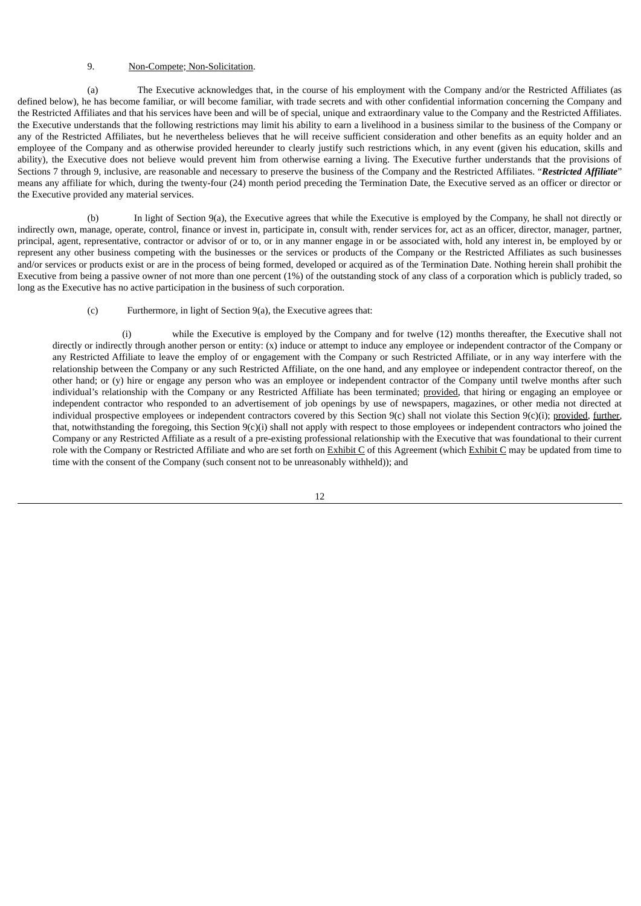9. Non-Compete; Non-Solicitation.

(a) The Executive acknowledges that, in the course of his employment with the Company and/or the Restricted Affiliates (as defined below), he has become familiar, or will become familiar, with trade secrets and with other confidential information concerning the Company and the Restricted Affiliates and that his services have been and will be of special, unique and extraordinary value to the Company and the Restricted Affiliates. the Executive understands that the following restrictions may limit his ability to earn a livelihood in a business similar to the business of the Company or any of the Restricted Affiliates, but he nevertheless believes that he will receive sufficient consideration and other benefits as an equity holder and an employee of the Company and as otherwise provided hereunder to clearly justify such restrictions which, in any event (given his education, skills and ability), the Executive does not believe would prevent him from otherwise earning a living. The Executive further understands that the provisions of Sections 7 through 9, inclusive, are reasonable and necessary to preserve the business of the Company and the Restricted Affiliates. "***Restricted Affiliate***" means any affiliate for which, during the twenty-four (24) month period preceding the Termination Date, the Executive served as an officer or director or the Executive provided any material services.

(b) In light of Section 9(a), the Executive agrees that while the Executive is employed by the Company, he shall not directly or indirectly own, manage, operate, control, finance or invest in, participate in, consult with, render services for, act as an officer, director, manager, partner, principal, agent, representative, contractor or advisor of or to, or in any manner engage in or be associated with, hold any interest in, be employed by or represent any other business competing with the businesses or the services or products of the Company or the Restricted Affiliates as such businesses and/or services or products exist or are in the process of being formed, developed or acquired as of the Termination Date. Nothing herein shall prohibit the Executive from being a passive owner of not more than one percent (1%) of the outstanding stock of any class of a corporation which is publicly traded, so long as the Executive has no active participation in the business of such corporation.

(c) Furthermore, in light of Section 9(a), the Executive agrees that:

(i) while the Executive is employed by the Company and for twelve (12) months thereafter, the Executive shall not directly or indirectly through another person or entity: (x) induce or attempt to induce any employee or independent contractor of the Company or any Restricted Affiliate to leave the employ of or engagement with the Company or such Restricted Affiliate, or in any way interfere with the relationship between the Company or any such Restricted Affiliate, on the one hand, and any employee or independent contractor thereof, on the other hand; or (y) hire or engage any person who was an employee or independent contractor of the Company until twelve months after such individual's relationship with the Company or any Restricted Affiliate has been terminated; provided, that hiring or engaging an employee or independent contractor who responded to an advertisement of job openings by use of newspapers, magazines, or other media not directed at individual prospective employees or independent contractors covered by this Section 9(c) shall not violate this Section 9(c)(i); provided, further, that, notwithstanding the foregoing, this Section 9(c)(i) shall not apply with respect to those employees or independent contractors who joined the Company or any Restricted Affiliate as a result of a pre-existing professional relationship with the Executive that was foundational to their current role with the Company or Restricted Affiliate and who are set forth on Exhibit C of this Agreement (which Exhibit C may be updated from time to time with the consent of the Company (such consent not to be unreasonably withheld)); and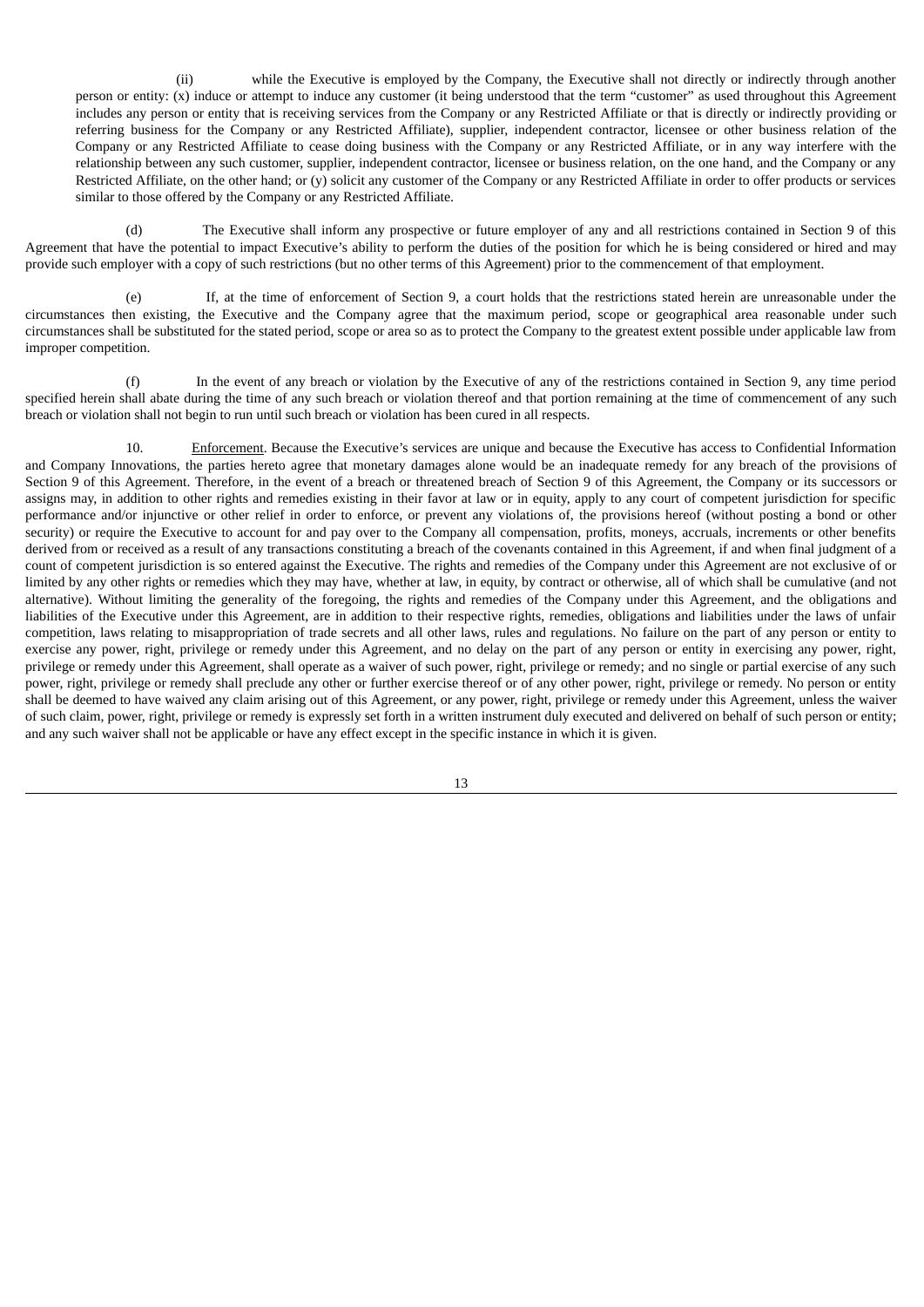(ii) while the Executive is employed by the Company, the Executive shall not directly or indirectly through another person or entity: (x) induce or attempt to induce any customer (it being understood that the term "customer" as used throughout this Agreement includes any person or entity that is receiving services from the Company or any Restricted Affiliate or that is directly or indirectly providing or referring business for the Company or any Restricted Affiliate), supplier, independent contractor, licensee or other business relation of the Company or any Restricted Affiliate to cease doing business with the Company or any Restricted Affiliate, or in any way interfere with the relationship between any such customer, supplier, independent contractor, licensee or business relation, on the one hand, and the Company or any Restricted Affiliate, on the other hand; or (y) solicit any customer of the Company or any Restricted Affiliate in order to offer products or services similar to those offered by the Company or any Restricted Affiliate.

(d) The Executive shall inform any prospective or future employer of any and all restrictions contained in Section 9 of this Agreement that have the potential to impact Executive's ability to perform the duties of the position for which he is being considered or hired and may provide such employer with a copy of such restrictions (but no other terms of this Agreement) prior to the commencement of that employment.

(e) If, at the time of enforcement of Section 9, a court holds that the restrictions stated herein are unreasonable under the circumstances then existing, the Executive and the Company agree that the maximum period, scope or geographical area reasonable under such circumstances shall be substituted for the stated period, scope or area so as to protect the Company to the greatest extent possible under applicable law from improper competition.

(f) In the event of any breach or violation by the Executive of any of the restrictions contained in Section 9, any time period specified herein shall abate during the time of any such breach or violation thereof and that portion remaining at the time of commencement of any such breach or violation shall not begin to run until such breach or violation has been cured in all respects.

10. Enforcement. Because the Executive's services are unique and because the Executive has access to Confidential Information and Company Innovations, the parties hereto agree that monetary damages alone would be an inadequate remedy for any breach of the provisions of Section 9 of this Agreement. Therefore, in the event of a breach or threatened breach of Section 9 of this Agreement, the Company or its successors or assigns may, in addition to other rights and remedies existing in their favor at law or in equity, apply to any court of competent jurisdiction for specific performance and/or injunctive or other relief in order to enforce, or prevent any violations of, the provisions hereof (without posting a bond or other security) or require the Executive to account for and pay over to the Company all compensation, profits, moneys, accruals, increments or other benefits derived from or received as a result of any transactions constituting a breach of the covenants contained in this Agreement, if and when final judgment of a count of competent jurisdiction is so entered against the Executive. The rights and remedies of the Company under this Agreement are not exclusive of or limited by any other rights or remedies which they may have, whether at law, in equity, by contract or otherwise, all of which shall be cumulative (and not alternative). Without limiting the generality of the foregoing, the rights and remedies of the Company under this Agreement, and the obligations and liabilities of the Executive under this Agreement, are in addition to their respective rights, remedies, obligations and liabilities under the laws of unfair competition, laws relating to misappropriation of trade secrets and all other laws, rules and regulations. No failure on the part of any person or entity to exercise any power, right, privilege or remedy under this Agreement, and no delay on the part of any person or entity in exercising any power, right, privilege or remedy under this Agreement, shall operate as a waiver of such power, right, privilege or remedy; and no single or partial exercise of any such power, right, privilege or remedy shall preclude any other or further exercise thereof or of any other power, right, privilege or remedy. No person or entity shall be deemed to have waived any claim arising out of this Agreement, or any power, right, privilege or remedy under this Agreement, unless the waiver of such claim, power, right, privilege or remedy is expressly set forth in a written instrument duly executed and delivered on behalf of such person or entity; and any such waiver shall not be applicable or have any effect except in the specific instance in which it is given.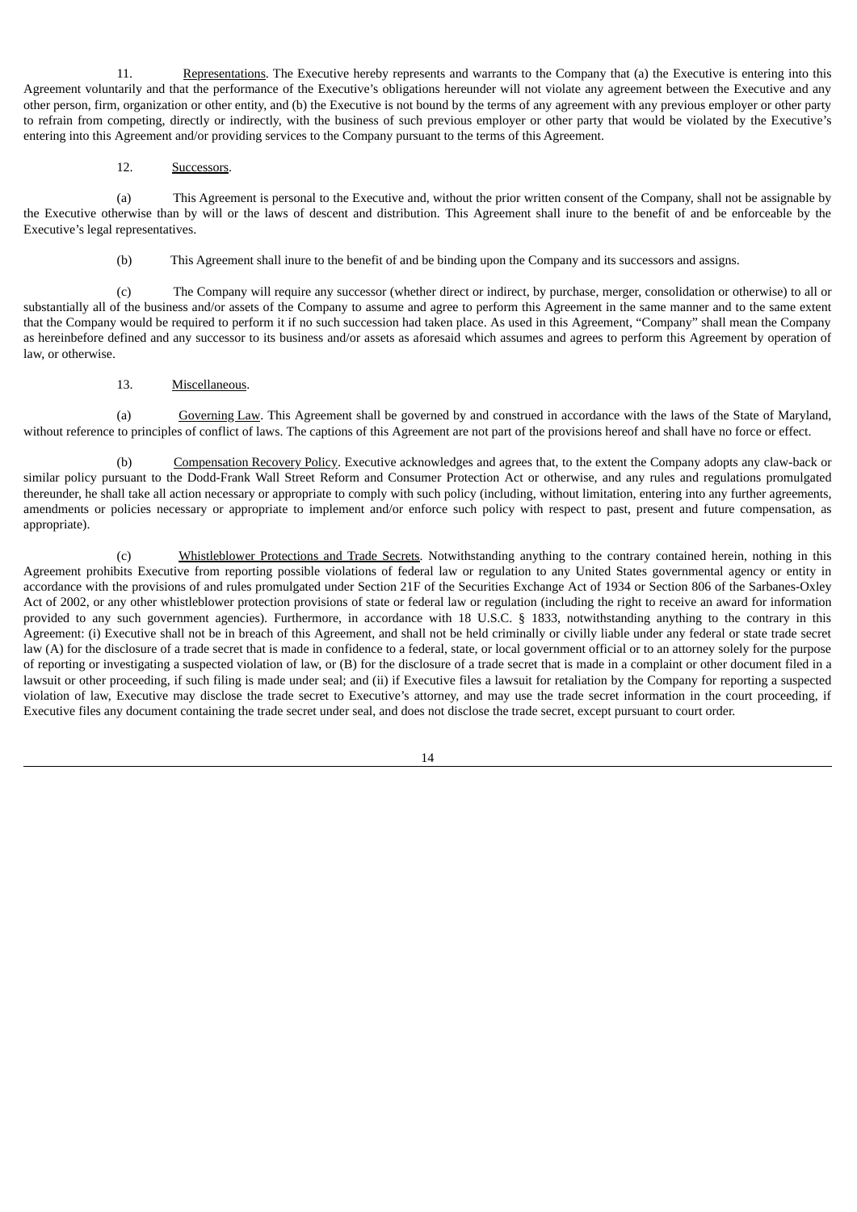11. Representations. The Executive hereby represents and warrants to the Company that (a) the Executive is entering into this Agreement voluntarily and that the performance of the Executive's obligations hereunder will not violate any agreement between the Executive and any other person, firm, organization or other entity, and (b) the Executive is not bound by the terms of any agreement with any previous employer or other party to refrain from competing, directly or indirectly, with the business of such previous employer or other party that would be violated by the Executive's entering into this Agreement and/or providing services to the Company pursuant to the terms of this Agreement.

12. Successors.

(a) This Agreement is personal to the Executive and, without the prior written consent of the Company, shall not be assignable by the Executive otherwise than by will or the laws of descent and distribution. This Agreement shall inure to the benefit of and be enforceable by the Executive's legal representatives.

(b) This Agreement shall inure to the benefit of and be binding upon the Company and its successors and assigns.

(c) The Company will require any successor (whether direct or indirect, by purchase, merger, consolidation or otherwise) to all or substantially all of the business and/or assets of the Company to assume and agree to perform this Agreement in the same manner and to the same extent that the Company would be required to perform it if no such succession had taken place. As used in this Agreement, "Company" shall mean the Company as hereinbefore defined and any successor to its business and/or assets as aforesaid which assumes and agrees to perform this Agreement by operation of law, or otherwise.

13. Miscellaneous.

(a) Governing Law. This Agreement shall be governed by and construed in accordance with the laws of the State of Maryland, without reference to principles of conflict of laws. The captions of this Agreement are not part of the provisions hereof and shall have no force or effect.

(b) Compensation Recovery Policy. Executive acknowledges and agrees that, to the extent the Company adopts any claw-back or similar policy pursuant to the Dodd-Frank Wall Street Reform and Consumer Protection Act or otherwise, and any rules and regulations promulgated thereunder, he shall take all action necessary or appropriate to comply with such policy (including, without limitation, entering into any further agreements, amendments or policies necessary or appropriate to implement and/or enforce such policy with respect to past, present and future compensation, as appropriate).

(c) Whistleblower Protections and Trade Secrets. Notwithstanding anything to the contrary contained herein, nothing in this Agreement prohibits Executive from reporting possible violations of federal law or regulation to any United States governmental agency or entity in accordance with the provisions of and rules promulgated under Section 21F of the Securities Exchange Act of 1934 or Section 806 of the Sarbanes-Oxley Act of 2002, or any other whistleblower protection provisions of state or federal law or regulation (including the right to receive an award for information provided to any such government agencies). Furthermore, in accordance with 18 U.S.C. § 1833, notwithstanding anything to the contrary in this Agreement: (i) Executive shall not be in breach of this Agreement, and shall not be held criminally or civilly liable under any federal or state trade secret law (A) for the disclosure of a trade secret that is made in confidence to a federal, state, or local government official or to an attorney solely for the purpose of reporting or investigating a suspected violation of law, or (B) for the disclosure of a trade secret that is made in a complaint or other document filed in a lawsuit or other proceeding, if such filing is made under seal; and (ii) if Executive files a lawsuit for retaliation by the Company for reporting a suspected violation of law, Executive may disclose the trade secret to Executive's attorney, and may use the trade secret information in the court proceeding, if Executive files any document containing the trade secret under seal, and does not disclose the trade secret, except pursuant to court order.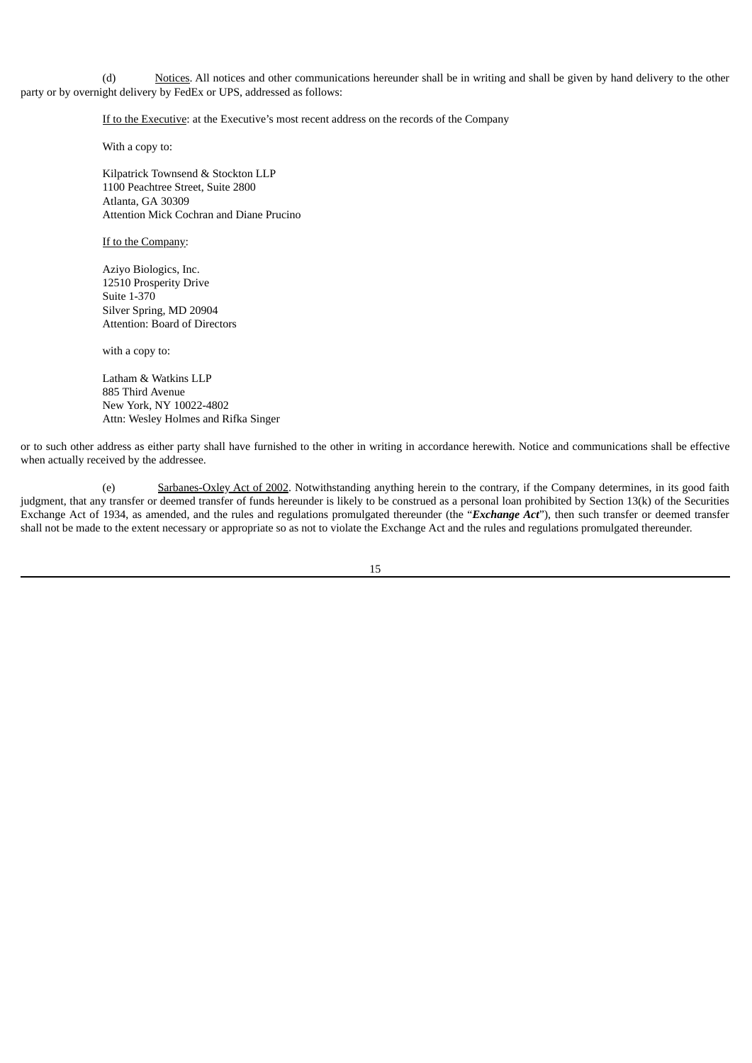(d) Notices. All notices and other communications hereunder shall be in writing and shall be given by hand delivery to the other party or by overnight delivery by FedEx or UPS, addressed as follows:

If to the Executive: at the Executive's most recent address on the records of the Company

With a copy to:

Kilpatrick Townsend & Stockton LLP
1100 Peachtree Street, Suite 2800
Atlanta, GA 30309
Attention Mick Cochran and Diane Prucino

If to the Company:

Aziyo Biologics, Inc.
12510 Prosperity Drive
Suite 1-370
Silver Spring, MD 20904
Attention: Board of Directors

with a copy to:

Latham & Watkins LLP
885 Third Avenue
New York, NY 10022-4802
Attn: Wesley Holmes and Rifka Singer

or to such other address as either party shall have furnished to the other in writing in accordance herewith. Notice and communications shall be effective when actually received by the addressee.

(e) Sarbanes-Oxley Act of 2002. Notwithstanding anything herein to the contrary, if the Company determines, in its good faith judgment, that any transfer or deemed transfer of funds hereunder is likely to be construed as a personal loan prohibited by Section 13(k) of the Securities Exchange Act of 1934, as amended, and the rules and regulations promulgated thereunder (the "***Exchange Act***"), then such transfer or deemed transfer shall not be made to the extent necessary or appropriate so as not to violate the Exchange Act and the rules and regulations promulgated thereunder.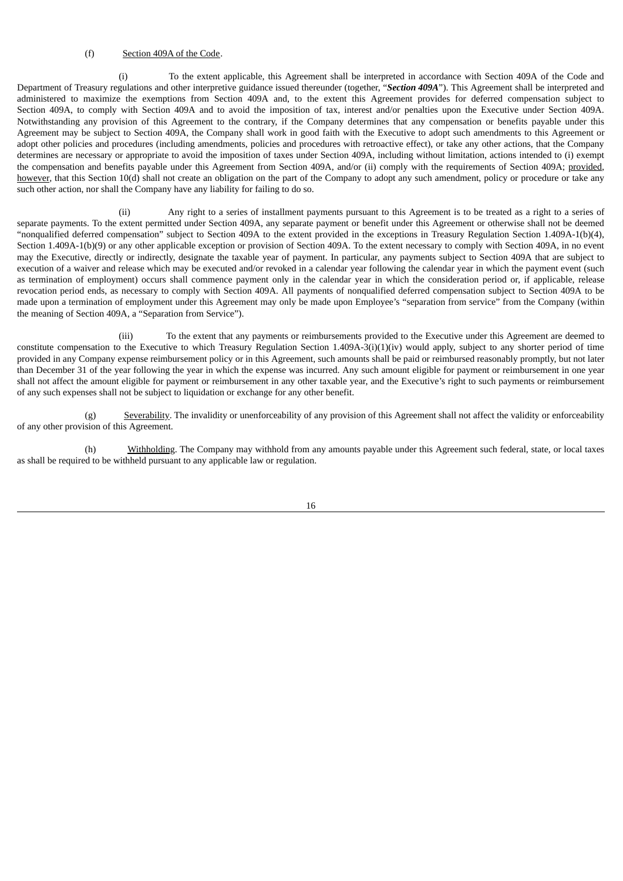(f) Section 409A of the Code.

(i) To the extent applicable, this Agreement shall be interpreted in accordance with Section 409A of the Code and Department of Treasury regulations and other interpretive guidance issued thereunder (together, "***Section 409A***"). This Agreement shall be interpreted and administered to maximize the exemptions from Section 409A and, to the extent this Agreement provides for deferred compensation subject to Section 409A, to comply with Section 409A and to avoid the imposition of tax, interest and/or penalties upon the Executive under Section 409A. Notwithstanding any provision of this Agreement to the contrary, if the Company determines that any compensation or benefits payable under this Agreement may be subject to Section 409A, the Company shall work in good faith with the Executive to adopt such amendments to this Agreement or adopt other policies and procedures (including amendments, policies and procedures with retroactive effect), or take any other actions, that the Company determines are necessary or appropriate to avoid the imposition of taxes under Section 409A, including without limitation, actions intended to (i) exempt the compensation and benefits payable under this Agreement from Section 409A, and/or (ii) comply with the requirements of Section 409A; provided, however, that this Section 10(d) shall not create an obligation on the part of the Company to adopt any such amendment, policy or procedure or take any such other action, nor shall the Company have any liability for failing to do so.

(ii) Any right to a series of installment payments pursuant to this Agreement is to be treated as a right to a series of separate payments. To the extent permitted under Section 409A, any separate payment or benefit under this Agreement or otherwise shall not be deemed "nonqualified deferred compensation" subject to Section 409A to the extent provided in the exceptions in Treasury Regulation Section 1.409A-1(b)(4), Section 1.409A-1(b)(9) or any other applicable exception or provision of Section 409A. To the extent necessary to comply with Section 409A, in no event may the Executive, directly or indirectly, designate the taxable year of payment. In particular, any payments subject to Section 409A that are subject to execution of a waiver and release which may be executed and/or revoked in a calendar year following the calendar year in which the payment event (such as termination of employment) occurs shall commence payment only in the calendar year in which the consideration period or, if applicable, release revocation period ends, as necessary to comply with Section 409A. All payments of nonqualified deferred compensation subject to Section 409A to be made upon a termination of employment under this Agreement may only be made upon Employee's "separation from service" from the Company (within the meaning of Section 409A, a "Separation from Service").

(iii) To the extent that any payments or reimbursements provided to the Executive under this Agreement are deemed to constitute compensation to the Executive to which Treasury Regulation Section 1.409A-3(i)(1)(iv) would apply, subject to any shorter period of time provided in any Company expense reimbursement policy or in this Agreement, such amounts shall be paid or reimbursed reasonably promptly, but not later than December 31 of the year following the year in which the expense was incurred. Any such amount eligible for payment or reimbursement in one year shall not affect the amount eligible for payment or reimbursement in any other taxable year, and the Executive's right to such payments or reimbursement of any such expenses shall not be subject to liquidation or exchange for any other benefit.

(g) Severability. The invalidity or unenforceability of any provision of this Agreement shall not affect the validity or enforceability of any other provision of this Agreement.

(h) Withholding. The Company may withhold from any amounts payable under this Agreement such federal, state, or local taxes as shall be required to be withheld pursuant to any applicable law or regulation.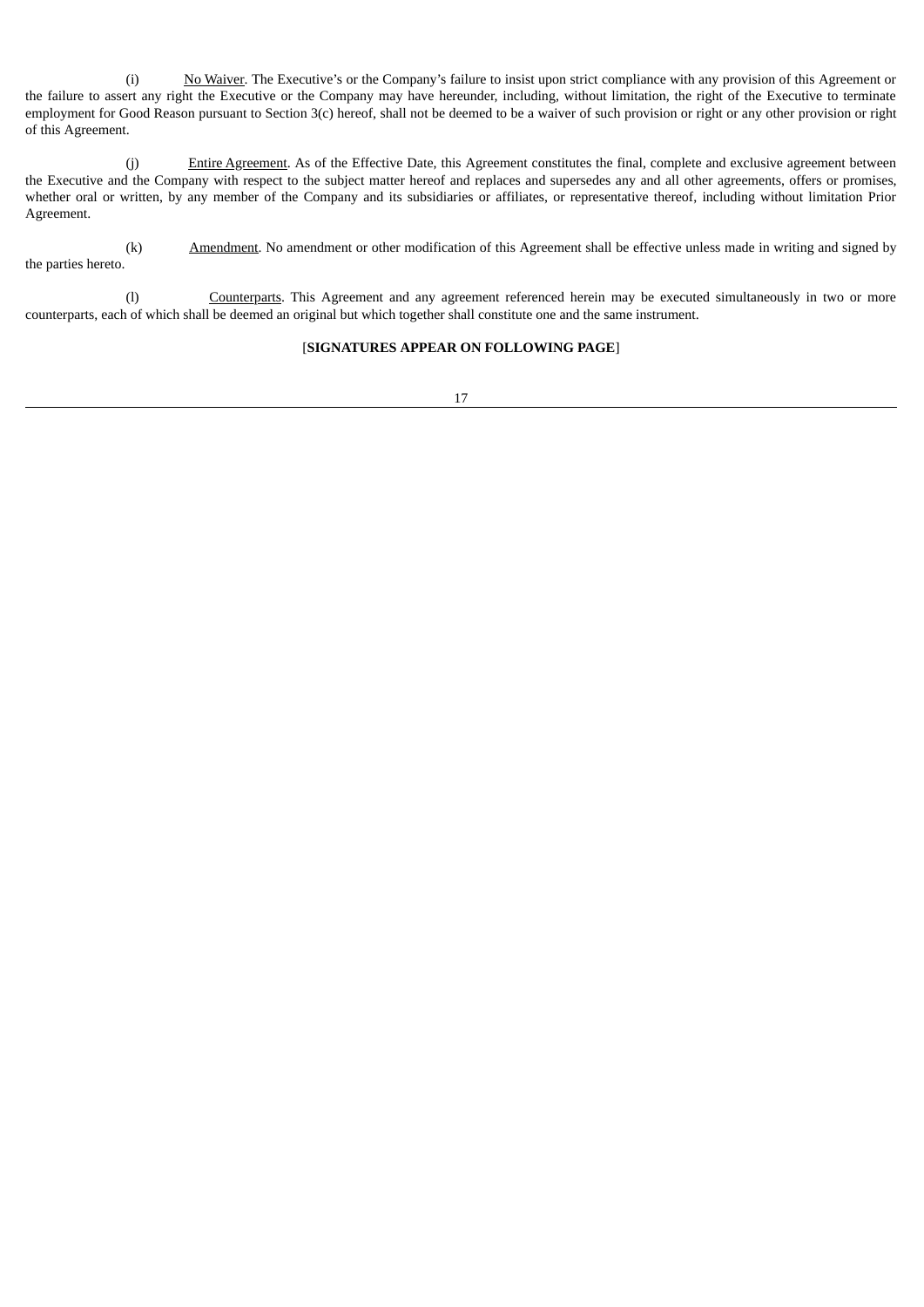(i) No Waiver. The Executive's or the Company's failure to insist upon strict compliance with any provision of this Agreement or the failure to assert any right the Executive or the Company may have hereunder, including, without limitation, the right of the Executive to terminate employment for Good Reason pursuant to Section 3(c) hereof, shall not be deemed to be a waiver of such provision or right or any other provision or right of this Agreement.

(j) Entire Agreement. As of the Effective Date, this Agreement constitutes the final, complete and exclusive agreement between the Executive and the Company with respect to the subject matter hereof and replaces and supersedes any and all other agreements, offers or promises, whether oral or written, by any member of the Company and its subsidiaries or affiliates, or representative thereof, including without limitation Prior Agreement.

(k) Amendment. No amendment or other modification of this Agreement shall be effective unless made in writing and signed by the parties hereto.

(l) Counterparts. This Agreement and any agreement referenced herein may be executed simultaneously in two or more counterparts, each of which shall be deemed an original but which together shall constitute one and the same instrument.

[**SIGNATURES APPEAR ON FOLLOWING PAGE**]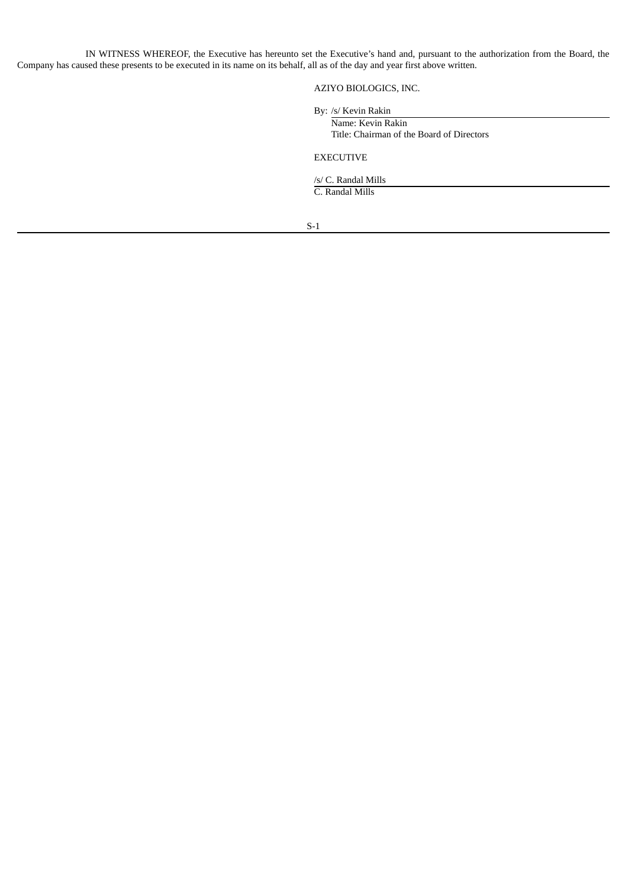IN WITNESS WHEREOF, the Executive has hereunto set the Executive's hand and, pursuant to the authorization from the Board, the Company has caused these presents to be executed in its name on its behalf, all as of the day and year first above written.

AZIYO BIOLOGICS, INC.

By: /s/ Kevin Rakin
Name: Kevin Rakin
Title: Chairman of the Board of Directors

EXECUTIVE

/s/ C. Randal Mills
C. Randal Mills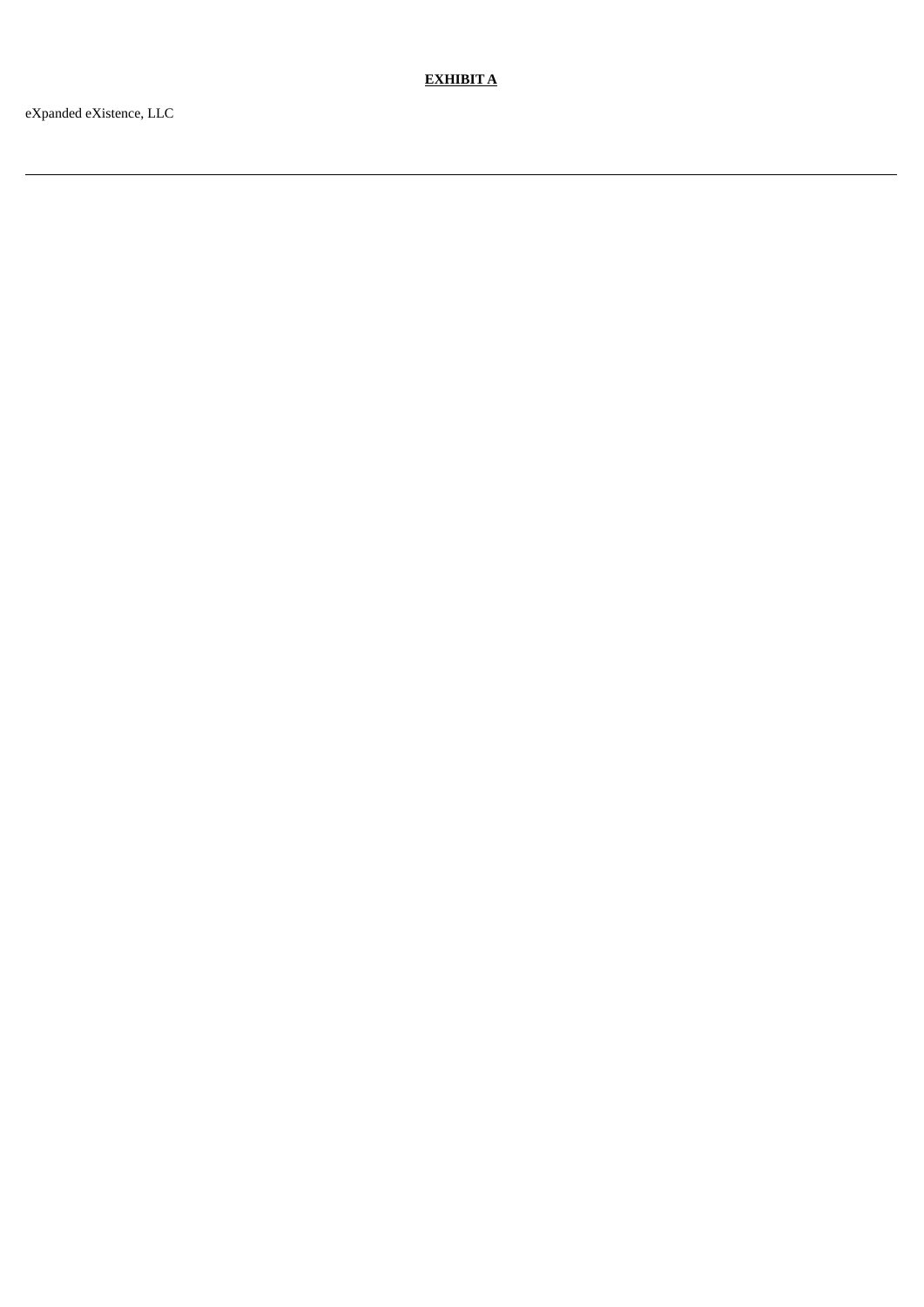**EXHIBIT A**

eXpanded eXistence, LLC

---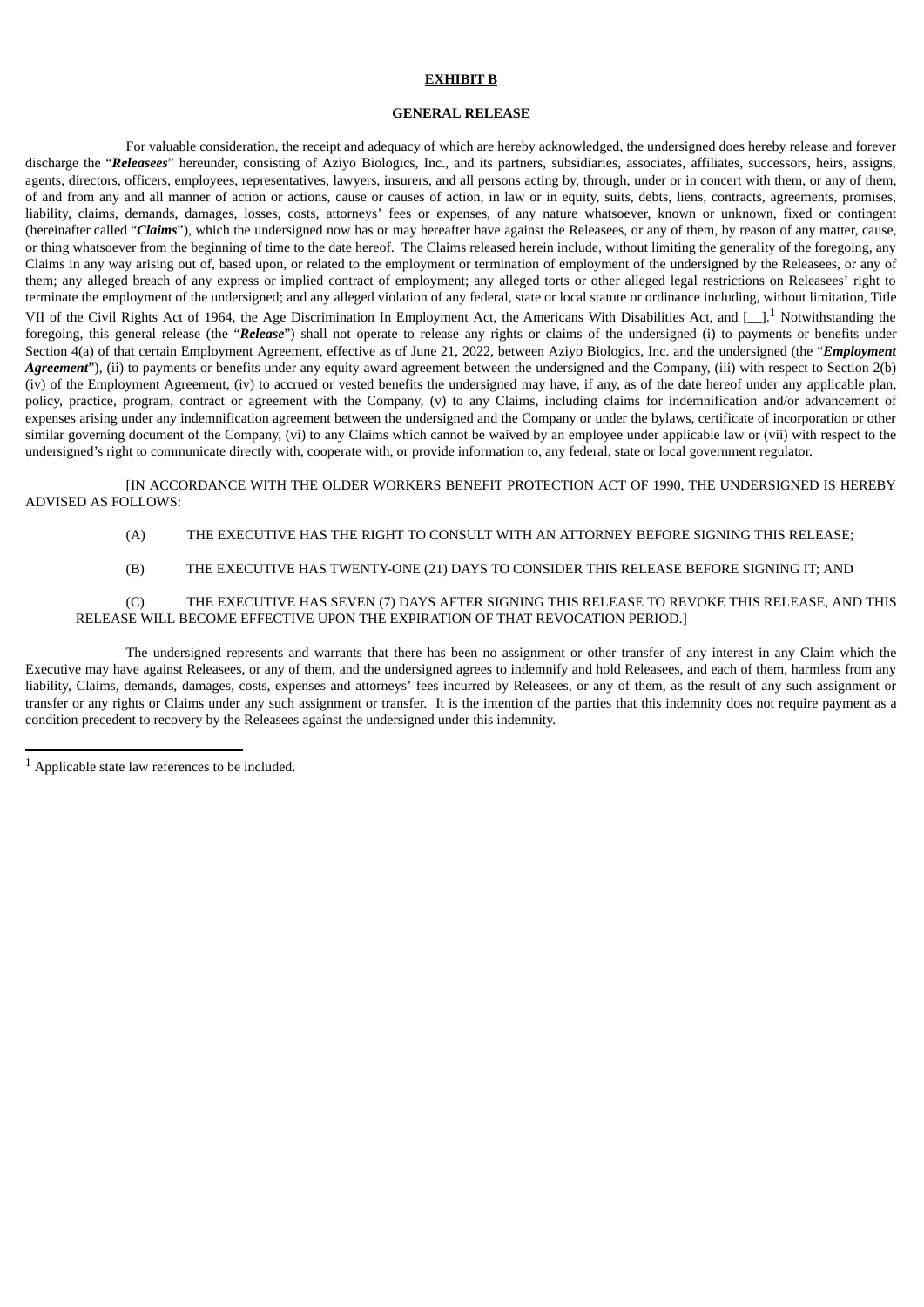**EXHIBIT B**

**GENERAL RELEASE**

For valuable consideration, the receipt and adequacy of which are hereby acknowledged, the undersigned does hereby release and forever discharge the "***Releasees***" hereunder, consisting of Aziyo Biologics, Inc., and its partners, subsidiaries, associates, affiliates, successors, heirs, assigns, agents, directors, officers, employees, representatives, lawyers, insurers, and all persons acting by, through, under or in concert with them, or any of them, of and from any and all manner of action or actions, cause or causes of action, in law or in equity, suits, debts, liens, contracts, agreements, promises, liability, claims, demands, damages, losses, costs, attorneys' fees or expenses, of any nature whatsoever, known or unknown, fixed or contingent (hereinafter called "***Claims***"), which the undersigned now has or may hereafter have against the Releasees, or any of them, by reason of any matter, cause, or thing whatsoever from the beginning of time to the date hereof. The Claims released herein include, without limiting the generality of the foregoing, any Claims in any way arising out of, based upon, or related to the employment or termination of employment of the undersigned by the Releasees, or any of them; any alleged breach of any express or implied contract of employment; any alleged torts or other alleged legal restrictions on Releasees' right to terminate the employment of the undersigned; and any alleged violation of any federal, state or local statute or ordinance including, without limitation, Title VII of the Civil Rights Act of 1964, the Age Discrimination In Employment Act, the Americans With Disabilities Act, and [__].[1] Notwithstanding the foregoing, this general release (the "***Release***") shall not operate to release any rights or claims of the undersigned (i) to payments or benefits under Section 4(a) of that certain Employment Agreement, effective as of June 21, 2022, between Aziyo Biologics, Inc. and the undersigned (the "***Employment Agreement***"), (ii) to payments or benefits under any equity award agreement between the undersigned and the Company, (iii) with respect to Section 2(b)(iv) of the Employment Agreement, (iv) to accrued or vested benefits the undersigned may have, if any, as of the date hereof under any applicable plan, policy, practice, program, contract or agreement with the Company, (v) to any Claims, including claims for indemnification and/or advancement of expenses arising under any indemnification agreement between the undersigned and the Company or under the bylaws, certificate of incorporation or other similar governing document of the Company, (vi) to any Claims which cannot be waived by an employee under applicable law or (vii) with respect to the undersigned's right to communicate directly with, cooperate with, or provide information to, any federal, state or local government regulator.

[IN ACCORDANCE WITH THE OLDER WORKERS BENEFIT PROTECTION ACT OF 1990, THE UNDERSIGNED IS HEREBY ADVISED AS FOLLOWS:

(A) THE EXECUTIVE HAS THE RIGHT TO CONSULT WITH AN ATTORNEY BEFORE SIGNING THIS RELEASE;

(B) THE EXECUTIVE HAS TWENTY-ONE (21) DAYS TO CONSIDER THIS RELEASE BEFORE SIGNING IT; AND

(C) THE EXECUTIVE HAS SEVEN (7) DAYS AFTER SIGNING THIS RELEASE TO REVOKE THIS RELEASE, AND THIS RELEASE WILL BECOME EFFECTIVE UPON THE EXPIRATION OF THAT REVOCATION PERIOD.]

The undersigned represents and warrants that there has been no assignment or other transfer of any interest in any Claim which the Executive may have against Releasees, or any of them, and the undersigned agrees to indemnify and hold Releasees, and each of them, harmless from any liability, Claims, demands, damages, costs, expenses and attorneys' fees incurred by Releasees, or any of them, as the result of any such assignment or transfer or any rights or Claims under any such assignment or transfer. It is the intention of the parties that this indemnity does not require payment as a condition precedent to recovery by the Releasees against the undersigned under this indemnity.

---

[1] Applicable state law references to be included.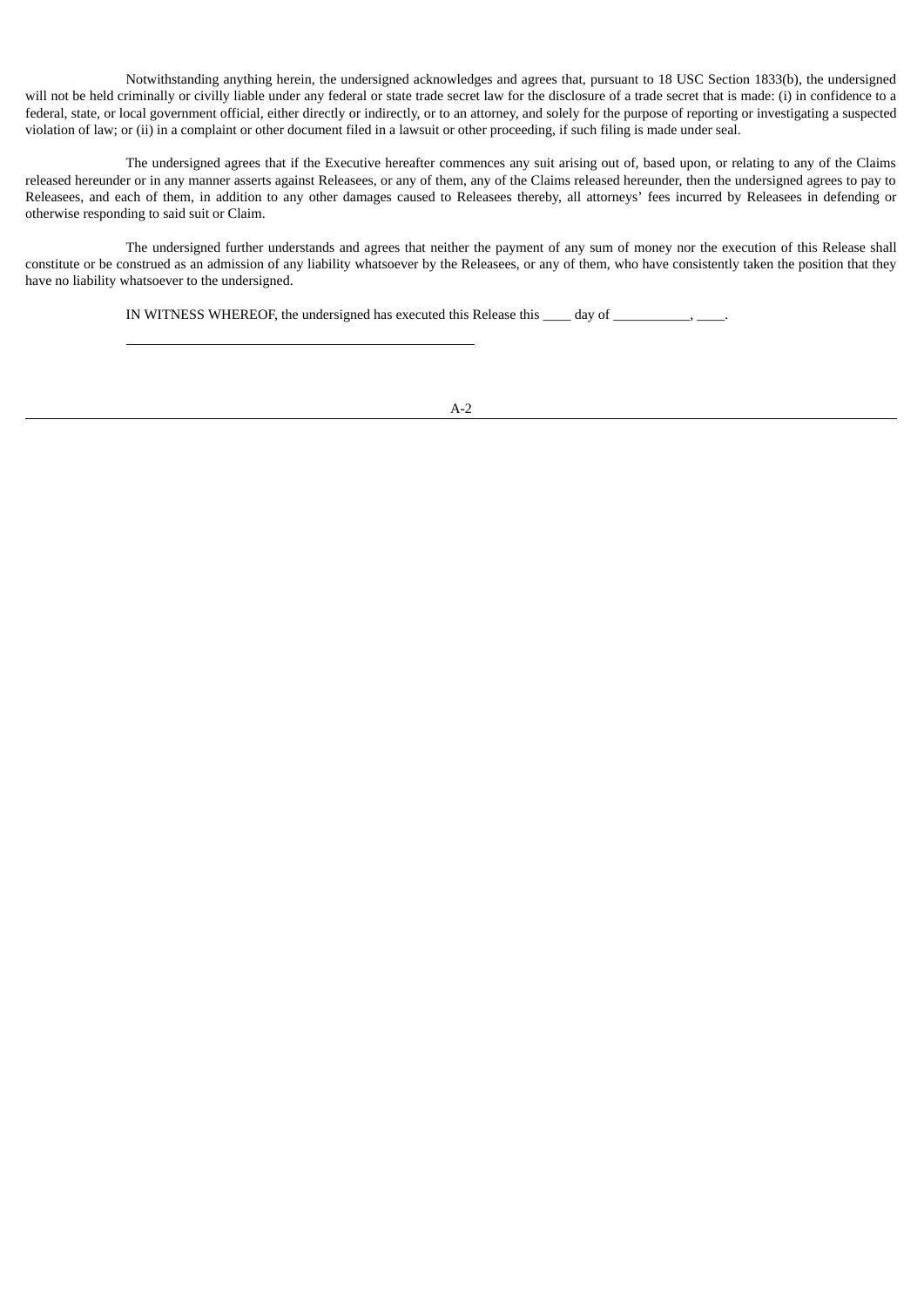Notwithstanding anything herein, the undersigned acknowledges and agrees that, pursuant to 18 USC Section 1833(b), the undersigned will not be held criminally or civilly liable under any federal or state trade secret law for the disclosure of a trade secret that is made: (i) in confidence to a federal, state, or local government official, either directly or indirectly, or to an attorney, and solely for the purpose of reporting or investigating a suspected violation of law; or (ii) in a complaint or other document filed in a lawsuit or other proceeding, if such filing is made under seal.

The undersigned agrees that if the Executive hereafter commences any suit arising out of, based upon, or relating to any of the Claims released hereunder or in any manner asserts against Releasees, or any of them, any of the Claims released hereunder, then the undersigned agrees to pay to Releasees, and each of them, in addition to any other damages caused to Releasees thereby, all attorneys' fees incurred by Releasees in defending or otherwise responding to said suit or Claim.

The undersigned further understands and agrees that neither the payment of any sum of money nor the execution of this Release shall constitute or be construed as an admission of any liability whatsoever by the Releasees, or any of them, who have consistently taken the position that they have no liability whatsoever to the undersigned.

IN WITNESS WHEREOF, the undersigned has executed this Release this ____ day of ___________, ____.

\_\_\_\_\_\_\_\_\_\_\_\_\_\_\_\_\_\_\_\_\_\_\_\_\_\_\_\_\_\_\_\_\_\_\_\_\_\_\_\_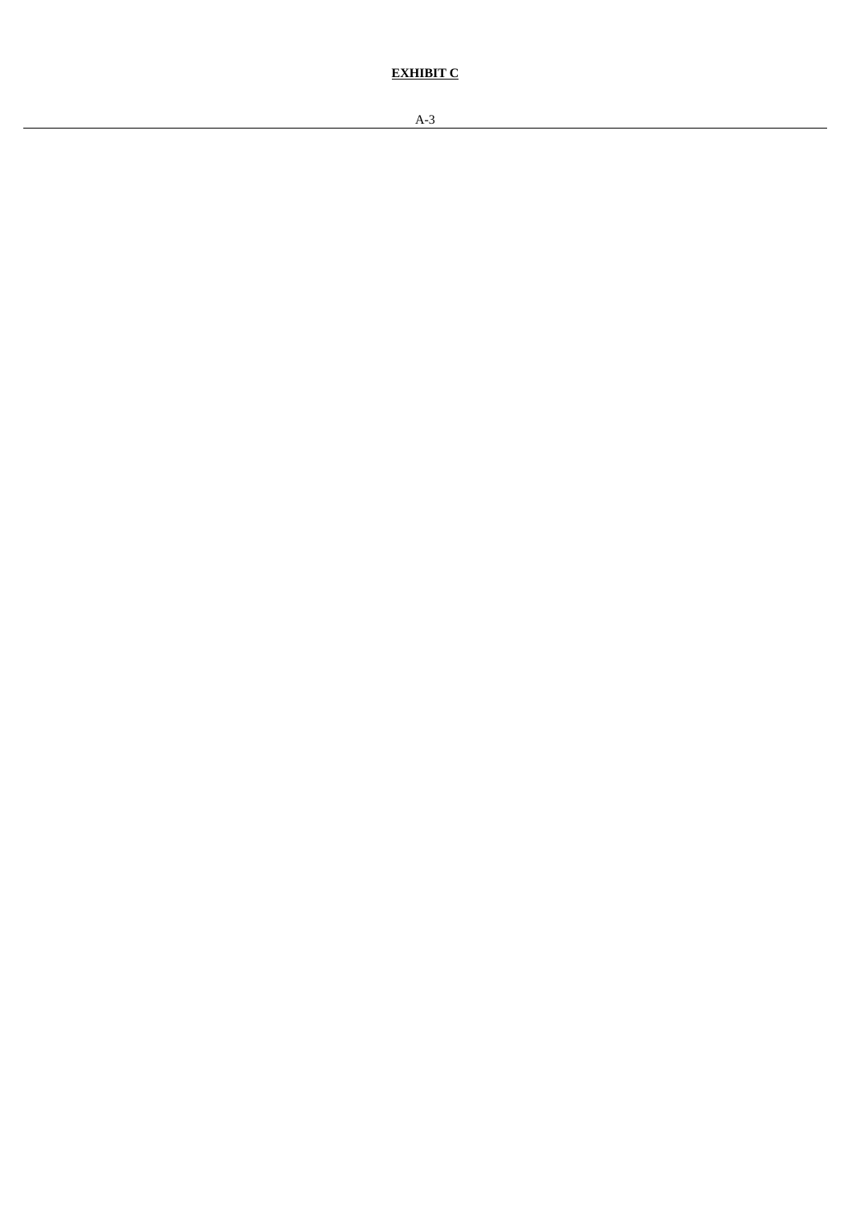**EXHIBIT C**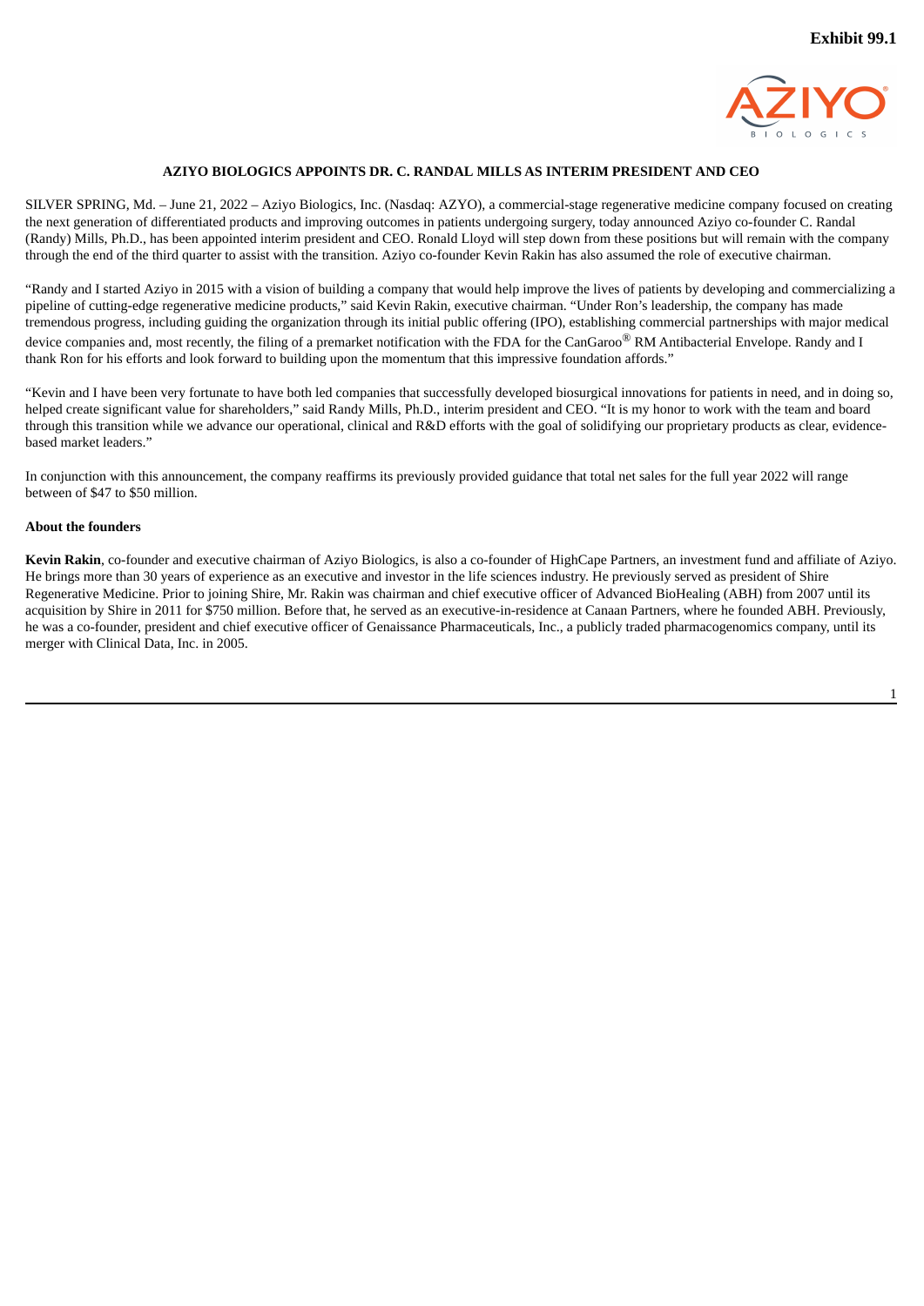**Exhibit 99.1**

**AZIYO BIOLOGICS APPOINTS DR. C. RANDAL MILLS AS INTERIM PRESIDENT AND CEO**

SILVER SPRING, Md. – June 21, 2022 – Aziyo Biologics, Inc. (Nasdaq: AZYO), a commercial-stage regenerative medicine company focused on creating the next generation of differentiated products and improving outcomes in patients undergoing surgery, today announced Aziyo co-founder C. Randal (Randy) Mills, Ph.D., has been appointed interim president and CEO. Ronald Lloyd will step down from these positions but will remain with the company through the end of the third quarter to assist with the transition. Aziyo co-founder Kevin Rakin has also assumed the role of executive chairman.

"Randy and I started Aziyo in 2015 with a vision of building a company that would help improve the lives of patients by developing and commercializing a pipeline of cutting-edge regenerative medicine products," said Kevin Rakin, executive chairman. "Under Ron's leadership, the company has made tremendous progress, including guiding the organization through its initial public offering (IPO), establishing commercial partnerships with major medical device companies and, most recently, the filing of a premarket notification with the FDA for the CanGaroo® RM Antibacterial Envelope. Randy and I thank Ron for his efforts and look forward to building upon the momentum that this impressive foundation affords."

"Kevin and I have been very fortunate to have both led companies that successfully developed biosurgical innovations for patients in need, and in doing so, helped create significant value for shareholders," said Randy Mills, Ph.D., interim president and CEO. "It is my honor to work with the team and board through this transition while we advance our operational, clinical and R&D efforts with the goal of solidifying our proprietary products as clear, evidence-based market leaders."

In conjunction with this announcement, the company reaffirms its previously provided guidance that total net sales for the full year 2022 will range between of $47 to $50 million.

**About the founders**

**Kevin Rakin**, co-founder and executive chairman of Aziyo Biologics, is also a co-founder of HighCape Partners, an investment fund and affiliate of Aziyo. He brings more than 30 years of experience as an executive and investor in the life sciences industry. He previously served as president of Shire Regenerative Medicine. Prior to joining Shire, Mr. Rakin was chairman and chief executive officer of Advanced BioHealing (ABH) from 2007 until its acquisition by Shire in 2011 for $750 million. Before that, he served as an executive-in-residence at Canaan Partners, where he founded ABH. Previously, he was a co-founder, president and chief executive officer of Genaissance Pharmaceuticals, Inc., a publicly traded pharmacogenomics company, until its merger with Clinical Data, Inc. in 2005.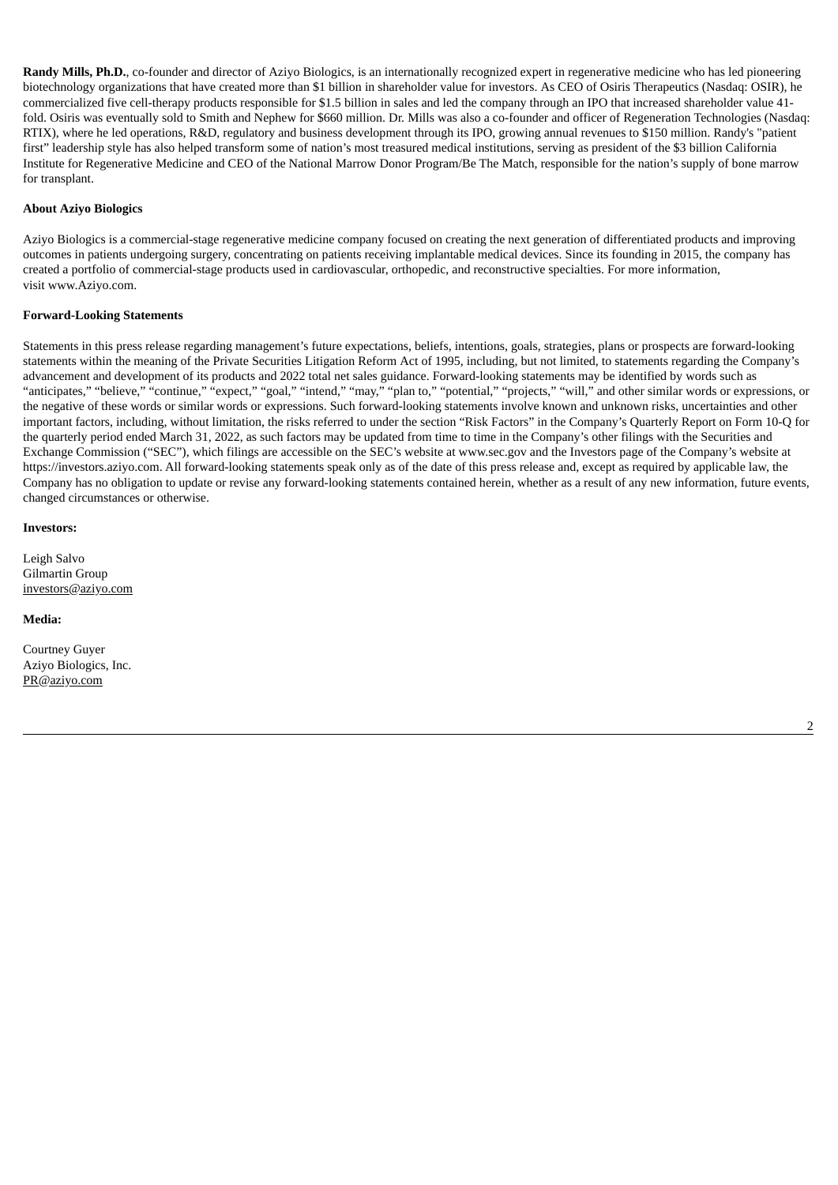**Randy Mills, Ph.D.**, co-founder and director of Aziyo Biologics, is an internationally recognized expert in regenerative medicine who has led pioneering biotechnology organizations that have created more than $1 billion in shareholder value for investors. As CEO of Osiris Therapeutics (Nasdaq: OSIR), he commercialized five cell-therapy products responsible for $1.5 billion in sales and led the company through an IPO that increased shareholder value 41-fold. Osiris was eventually sold to Smith and Nephew for $660 million. Dr. Mills was also a co-founder and officer of Regeneration Technologies (Nasdaq: RTIX), where he led operations, R&D, regulatory and business development through its IPO, growing annual revenues to $150 million. Randy's "patient first" leadership style has also helped transform some of nation's most treasured medical institutions, serving as president of the $3 billion California Institute for Regenerative Medicine and CEO of the National Marrow Donor Program/Be The Match, responsible for the nation's supply of bone marrow for transplant.

**About Aziyo Biologics**

Aziyo Biologics is a commercial-stage regenerative medicine company focused on creating the next generation of differentiated products and improving outcomes in patients undergoing surgery, concentrating on patients receiving implantable medical devices. Since its founding in 2015, the company has created a portfolio of commercial-stage products used in cardiovascular, orthopedic, and reconstructive specialties. For more information, visit www.Aziyo.com.

**Forward-Looking Statements**

Statements in this press release regarding management's future expectations, beliefs, intentions, goals, strategies, plans or prospects are forward-looking statements within the meaning of the Private Securities Litigation Reform Act of 1995, including, but not limited, to statements regarding the Company's advancement and development of its products and 2022 total net sales guidance. Forward-looking statements may be identified by words such as "anticipates," "believe," "continue," "expect," "goal," "intend," "may," "plan to," "potential," "projects," "will," and other similar words or expressions, or the negative of these words or similar words or expressions. Such forward-looking statements involve known and unknown risks, uncertainties and other important factors, including, without limitation, the risks referred to under the section "Risk Factors" in the Company's Quarterly Report on Form 10-Q for the quarterly period ended March 31, 2022, as such factors may be updated from time to time in the Company's other filings with the Securities and Exchange Commission ("SEC"), which filings are accessible on the SEC's website at www.sec.gov and the Investors page of the Company's website at https://investors.aziyo.com. All forward-looking statements speak only as of the date of this press release and, except as required by applicable law, the Company has no obligation to update or revise any forward-looking statements contained herein, whether as a result of any new information, future events, changed circumstances or otherwise.

**Investors:**

Leigh Salvo
Gilmartin Group
investors@aziyo.com

**Media:**

Courtney Guyer
Aziyo Biologics, Inc.
PR@aziyo.com